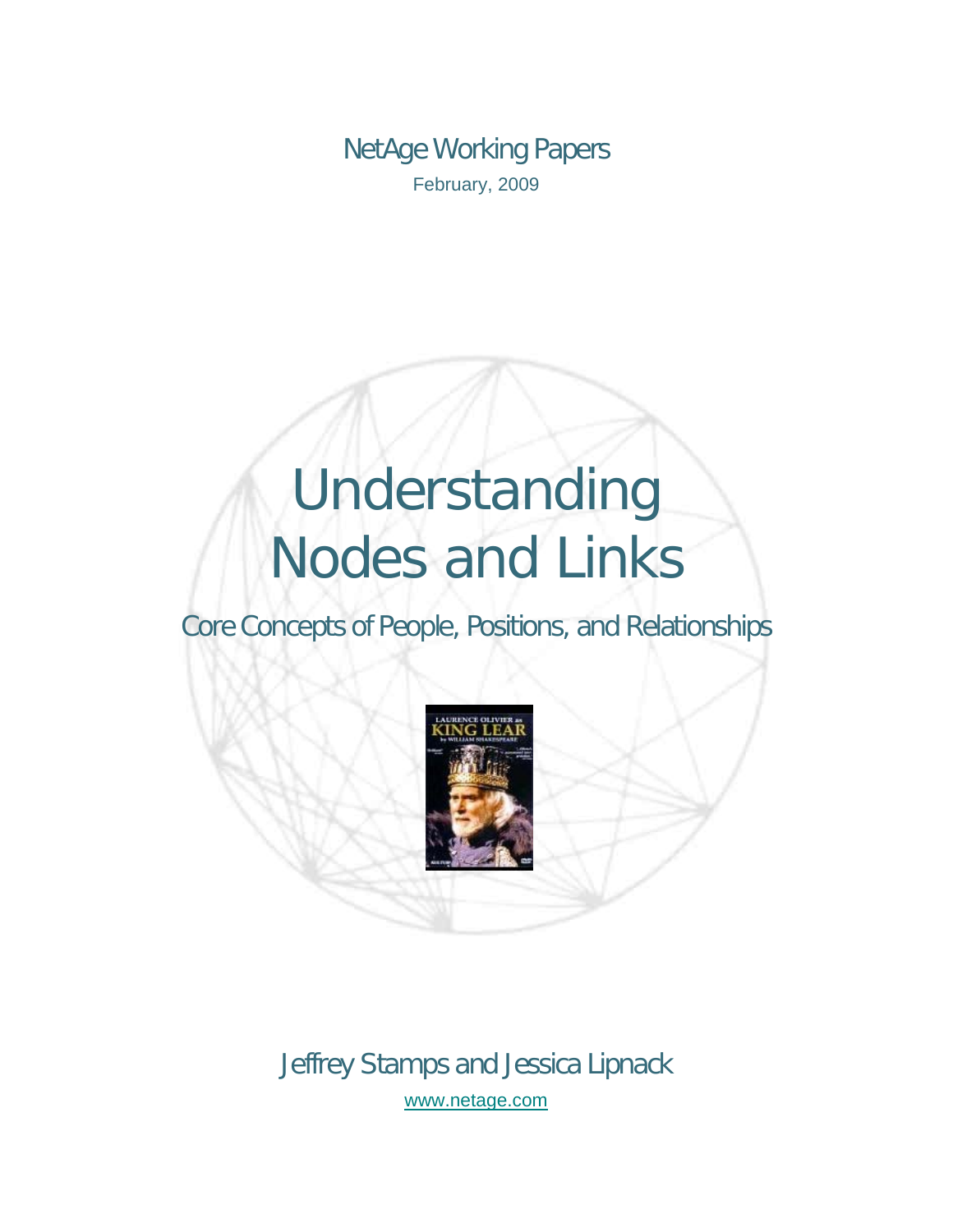NetAge Working Papers

February, 2009

# Understanding Nodes and Links

## Core Concepts of People, Positions, and Relationships

Jeffrey Stamps and Jessica Lipnack

www.netage.com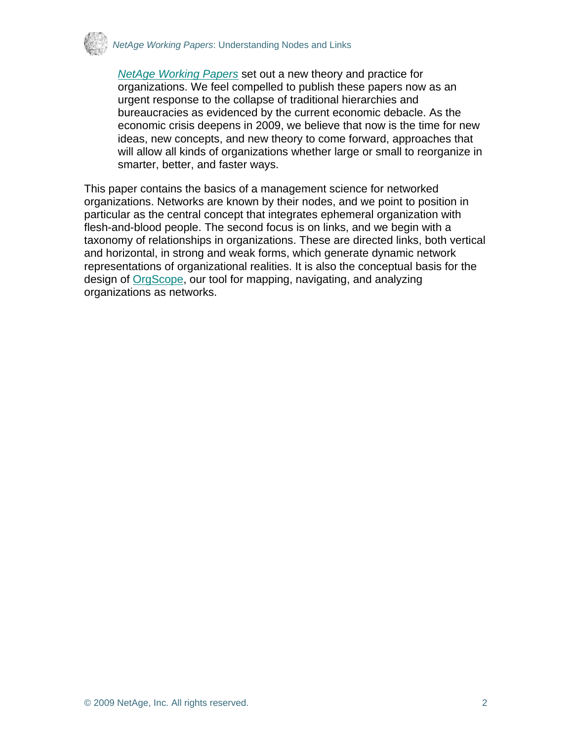> *NetAge Working Papers* set out a new theory and practice for organizations. We feel compelled to publish these papers now as an urgent response to the collapse of traditional hierarchies and bureaucracies as evidenced by the current economic debacle. As the economic crisis deepens in 2009, we believe that now is the time for new ideas, new concepts, and new theory to come forward, approaches that will allow all kinds of organizations whether large or small to reorganize in smarter, better, and faster ways.

This paper contains the basics of a management science for networked organizations. Networks are known by their nodes, and we point to position in particular as the central concept that integrates ephemeral organization with flesh-and-blood people. The second focus is on links, and we begin with a taxonomy of relationships in organizations. These are directed links, both vertical and horizontal, in strong and weak forms, which generate dynamic network representations of organizational realities. It is also the conceptual basis for the design of OrgScope, our tool for mapping, navigating, and analyzing organizations as networks.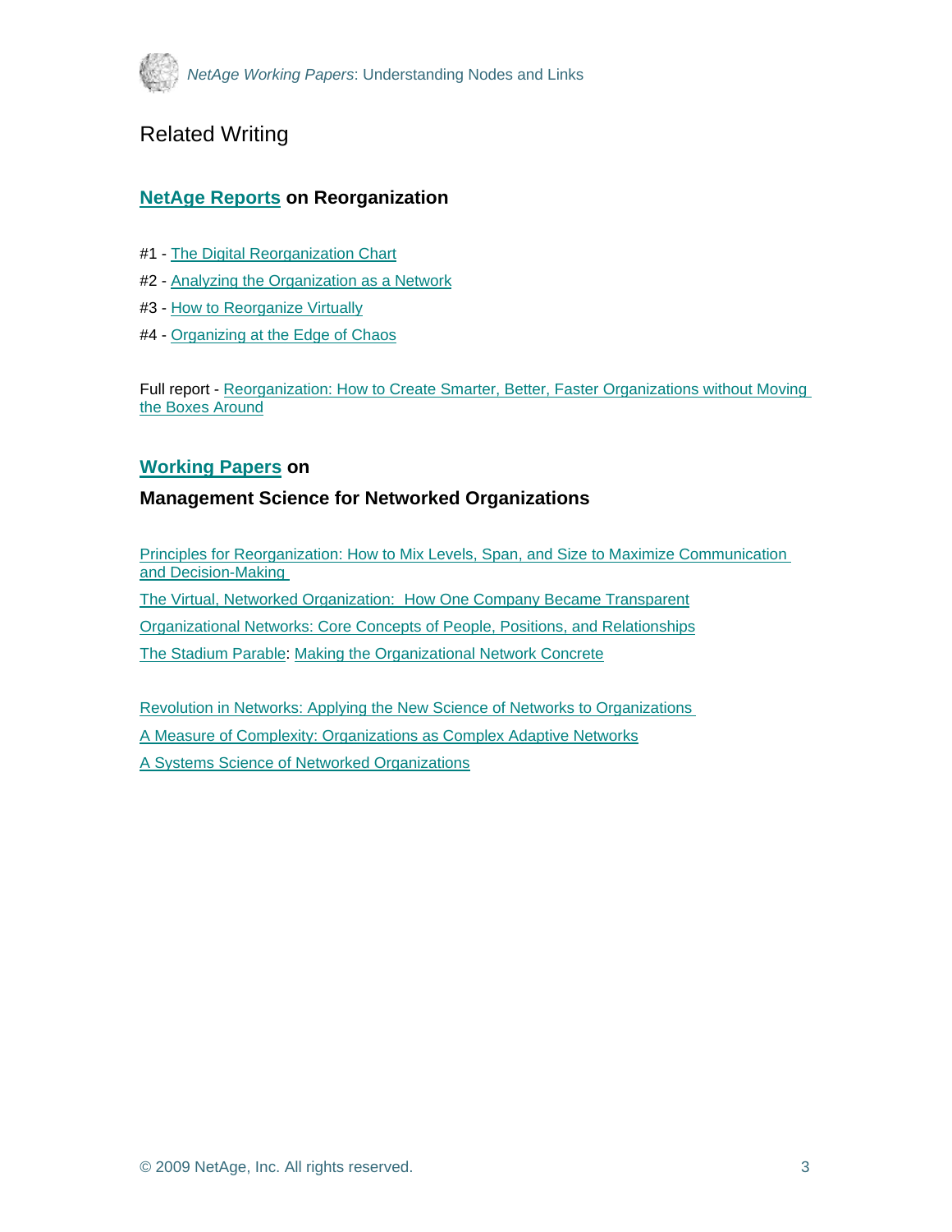## Related Writing

### NetAge Reports on Reorganization

#1 - The Digital Reorganization Chart

#2 - Analyzing the Organization as a Network

#3 - How to Reorganize Virtually

#4 - Organizing at the Edge of Chaos

Full report - Reorganization: How to Create Smarter, Better, Faster Organizations without Moving the Boxes Around

### Working Papers on

### Management Science for Networked Organizations

Principles for Reorganization: How to Mix Levels, Span, and Size to Maximize Communication and Decision-Making

The Virtual, Networked Organization: How One Company Became Transparent

Organizational Networks: Core Concepts of People, Positions, and Relationships

The Stadium Parable: Making the Organizational Network Concrete

Revolution in Networks: Applying the New Science of Networks to Organizations

A Measure of Complexity: Organizations as Complex Adaptive Networks

A Systems Science of Networked Organizations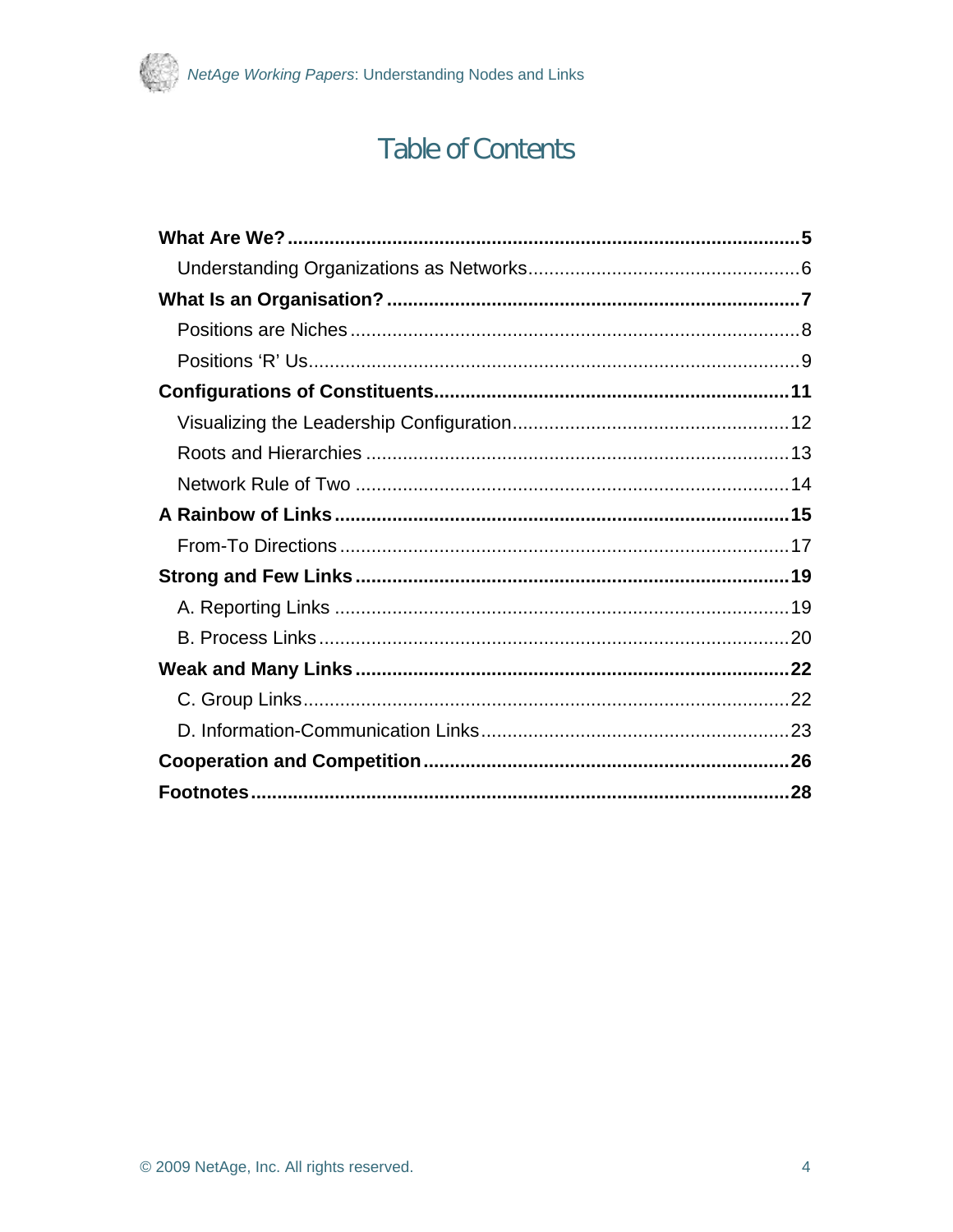# Table of Contents

**What Are We?** ..... **5**

Understanding Organizations as Networks ..... 6

**What Is an Organisation?** ..... **7**

Positions are Niches ..... 8

Positions 'R' Us ..... 9

**Configurations of Constituents** ..... **11**

Visualizing the Leadership Configuration ..... 12

Roots and Hierarchies ..... 13

Network Rule of Two ..... 14

**A Rainbow of Links** ..... **15**

From-To Directions ..... 17

**Strong and Few Links** ..... **19**

A. Reporting Links ..... 19

B. Process Links ..... 20

**Weak and Many Links** ..... **22**

C. Group Links ..... 22

D. Information-Communication Links ..... 23

**Cooperation and Competition** ..... **26**

**Footnotes** ..... **28**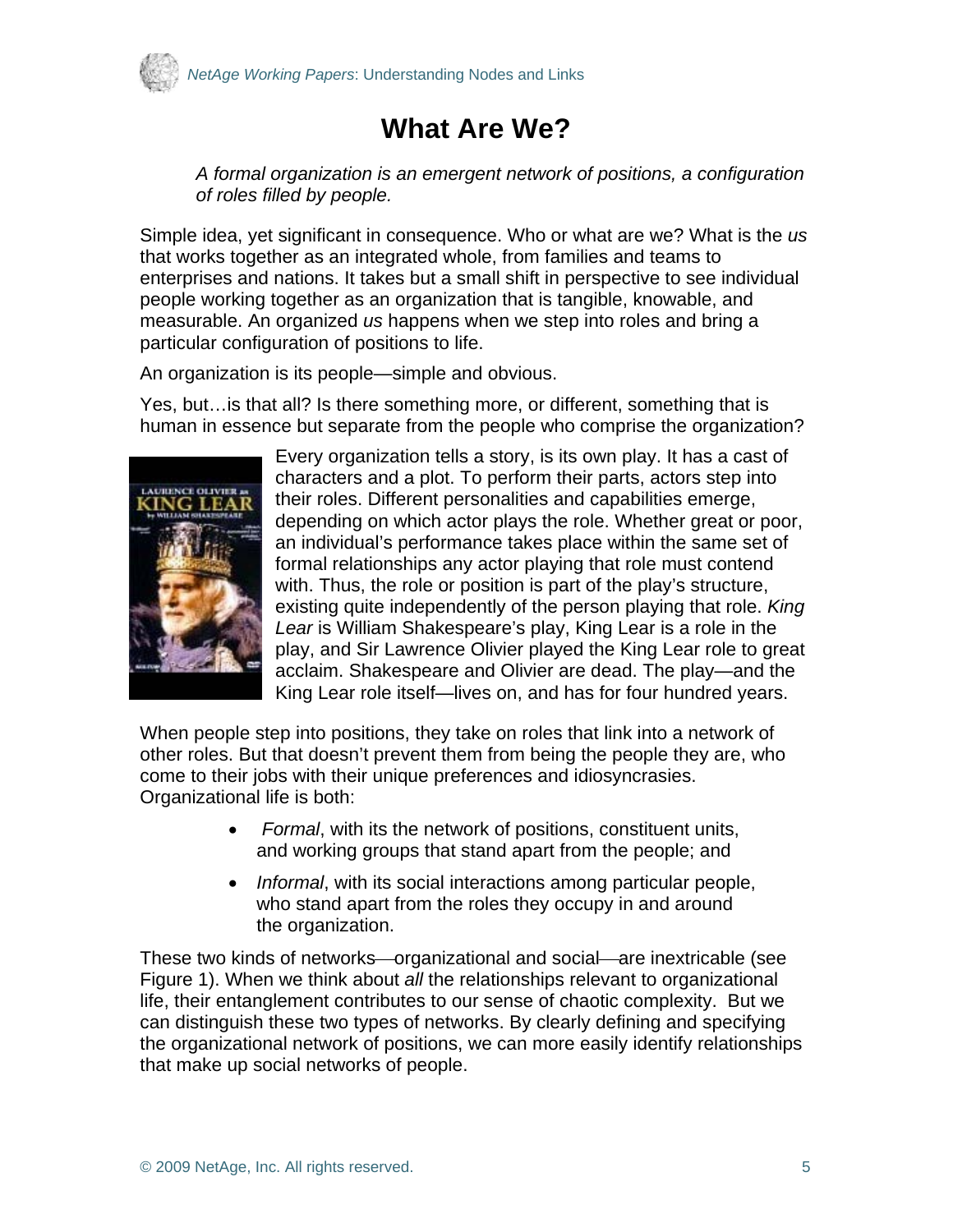# What Are We?

*A formal organization is an emergent network of positions, a configuration of roles filled by people.*

Simple idea, yet significant in consequence. Who or what are we? What is the *us* that works together as an integrated whole, from families and teams to enterprises and nations. It takes but a small shift in perspective to see individual people working together as an organization that is tangible, knowable, and measurable. An organized *us* happens when we step into roles and bring a particular configuration of positions to life.

An organization is its people—simple and obvious.

Yes, but…is that all? Is there something more, or different, something that is human in essence but separate from the people who comprise the organization?

Every organization tells a story, is its own play. It has a cast of characters and a plot. To perform their parts, actors step into their roles. Different personalities and capabilities emerge, depending on which actor plays the role. Whether great or poor, an individual's performance takes place within the same set of formal relationships any actor playing that role must contend with. Thus, the role or position is part of the play's structure, existing quite independently of the person playing that role. *King Lear* is William Shakespeare's play, King Lear is a role in the play, and Sir Lawrence Olivier played the King Lear role to great acclaim. Shakespeare and Olivier are dead. The play—and the King Lear role itself—lives on, and has for four hundred years.

When people step into positions, they take on roles that link into a network of other roles. But that doesn't prevent them from being the people they are, who come to their jobs with their unique preferences and idiosyncrasies. Organizational life is both:

- *Formal*, with its the network of positions, constituent units, and working groups that stand apart from the people; and
- *Informal*, with its social interactions among particular people, who stand apart from the roles they occupy in and around the organization.

These two kinds of networks—organizational and social—are inextricable (see Figure 1). When we think about *all* the relationships relevant to organizational life, their entanglement contributes to our sense of chaotic complexity. But we can distinguish these two types of networks. By clearly defining and specifying the organizational network of positions, we can more easily identify relationships that make up social networks of people.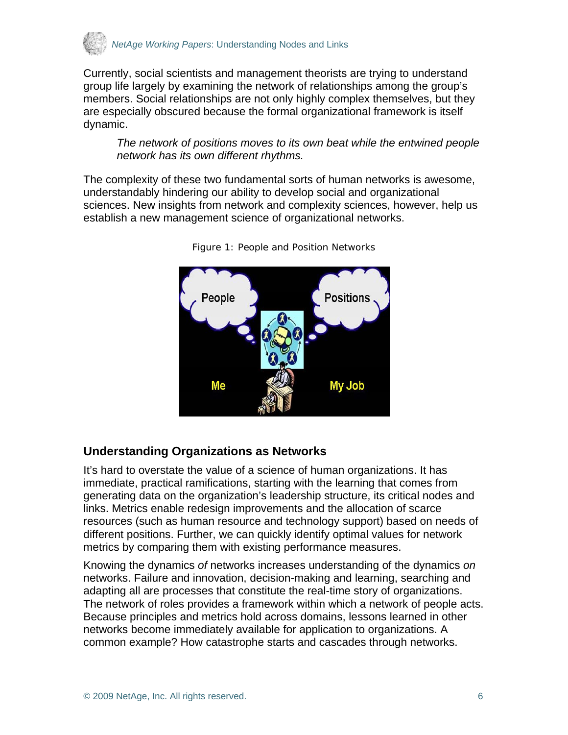Currently, social scientists and management theorists are trying to understand group life largely by examining the network of relationships among the group's members. Social relationships are not only highly complex themselves, but they are especially obscured because the formal organizational framework is itself dynamic.

> *The network of positions moves to its own beat while the entwined people network has its own different rhythms.*

The complexity of these two fundamental sorts of human networks is awesome, understandably hindering our ability to develop social and organizational sciences. New insights from network and complexity sciences, however, help us establish a new management science of organizational networks.

Figure 1: People and Position Networks

## Understanding Organizations as Networks

It's hard to overstate the value of a science of human organizations. It has immediate, practical ramifications, starting with the learning that comes from generating data on the organization's leadership structure, its critical nodes and links. Metrics enable redesign improvements and the allocation of scarce resources (such as human resource and technology support) based on needs of different positions. Further, we can quickly identify optimal values for network metrics by comparing them with existing performance measures.

Knowing the dynamics *of* networks increases understanding of the dynamics *on* networks. Failure and innovation, decision-making and learning, searching and adapting all are processes that constitute the real-time story of organizations. The network of roles provides a framework within which a network of people acts. Because principles and metrics hold across domains, lessons learned in other networks become immediately available for application to organizations. A common example? How catastrophe starts and cascades through networks.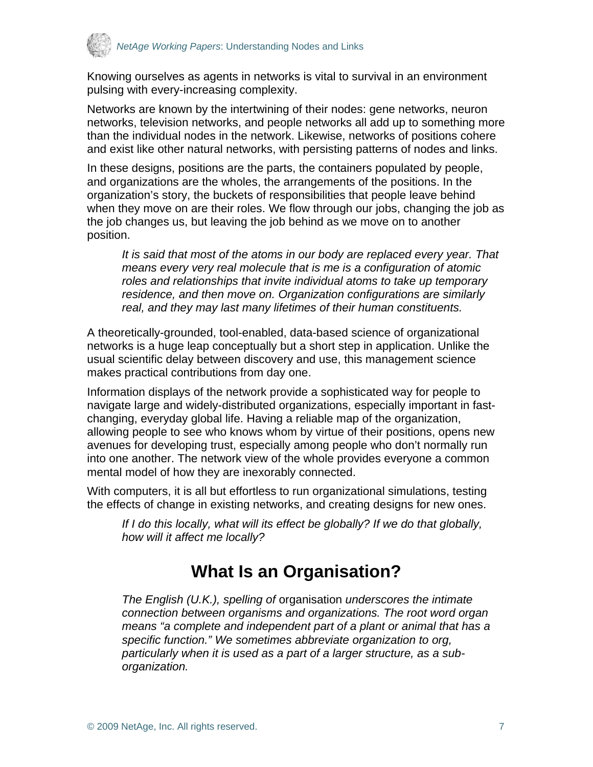Knowing ourselves as agents in networks is vital to survival in an environment pulsing with every-increasing complexity.

Networks are known by the intertwining of their nodes: gene networks, neuron networks, television networks, and people networks all add up to something more than the individual nodes in the network. Likewise, networks of positions cohere and exist like other natural networks, with persisting patterns of nodes and links.

In these designs, positions are the parts, the containers populated by people, and organizations are the wholes, the arrangements of the positions. In the organization's story, the buckets of responsibilities that people leave behind when they move on are their roles. We flow through our jobs, changing the job as the job changes us, but leaving the job behind as we move on to another position.

> *It is said that most of the atoms in our body are replaced every year. That means every very real molecule that is me is a configuration of atomic roles and relationships that invite individual atoms to take up temporary residence, and then move on. Organization configurations are similarly real, and they may last many lifetimes of their human constituents.*

A theoretically-grounded, tool-enabled, data-based science of organizational networks is a huge leap conceptually but a short step in application. Unlike the usual scientific delay between discovery and use, this management science makes practical contributions from day one.

Information displays of the network provide a sophisticated way for people to navigate large and widely-distributed organizations, especially important in fast-changing, everyday global life. Having a reliable map of the organization, allowing people to see who knows whom by virtue of their positions, opens new avenues for developing trust, especially among people who don't normally run into one another. The network view of the whole provides everyone a common mental model of how they are inexorably connected.

With computers, it is all but effortless to run organizational simulations, testing the effects of change in existing networks, and creating designs for new ones.

> *If I do this locally, what will its effect be globally? If we do that globally, how will it affect me locally?*

## What Is an Organisation?

> *The English (U.K.), spelling of* organisation *underscores the intimate connection between organisms and organizations. The root word organ means "a complete and independent part of a plant or animal that has a specific function." We sometimes abbreviate organization to org, particularly when it is used as a part of a larger structure, as a sub-organization.*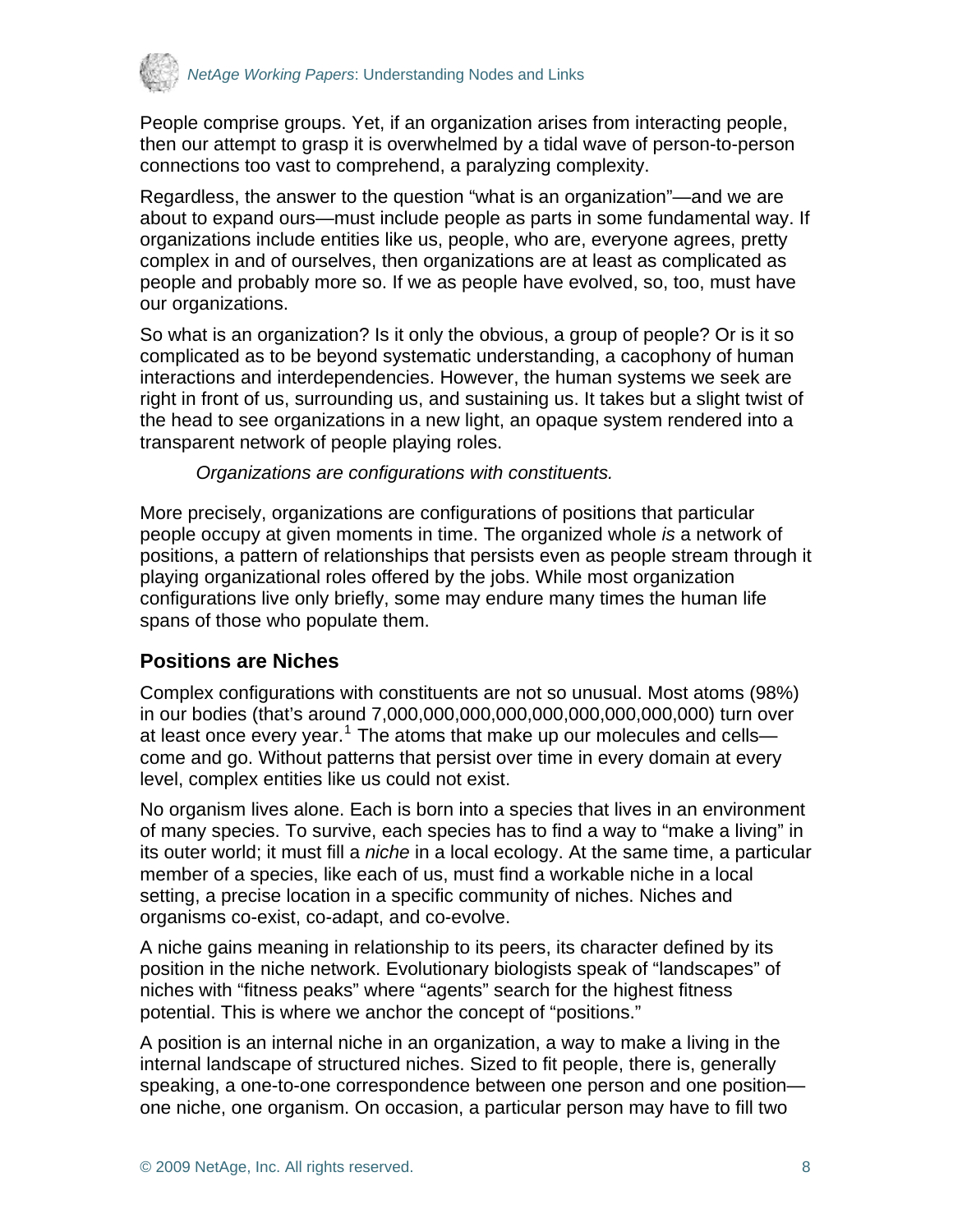People comprise groups. Yet, if an organization arises from interacting people, then our attempt to grasp it is overwhelmed by a tidal wave of person-to-person connections too vast to comprehend, a paralyzing complexity.

Regardless, the answer to the question "what is an organization"—and we are about to expand ours—must include people as parts in some fundamental way. If organizations include entities like us, people, who are, everyone agrees, pretty complex in and of ourselves, then organizations are at least as complicated as people and probably more so. If we as people have evolved, so, too, must have our organizations.

So what is an organization? Is it only the obvious, a group of people? Or is it so complicated as to be beyond systematic understanding, a cacophony of human interactions and interdependencies. However, the human systems we seek are right in front of us, surrounding us, and sustaining us. It takes but a slight twist of the head to see organizations in a new light, an opaque system rendered into a transparent network of people playing roles.

> *Organizations are configurations with constituents.*

More precisely, organizations are configurations of positions that particular people occupy at given moments in time. The organized whole *is* a network of positions, a pattern of relationships that persists even as people stream through it playing organizational roles offered by the jobs. While most organization configurations live only briefly, some may endure many times the human life spans of those who populate them.

## Positions are Niches

Complex configurations with constituents are not so unusual. Most atoms (98%) in our bodies (that's around 7,000,000,000,000,000,000,000,000,000) turn over at least once every year.[1] The atoms that make up our molecules and cells—come and go. Without patterns that persist over time in every domain at every level, complex entities like us could not exist.

No organism lives alone. Each is born into a species that lives in an environment of many species. To survive, each species has to find a way to "make a living" in its outer world; it must fill a *niche* in a local ecology. At the same time, a particular member of a species, like each of us, must find a workable niche in a local setting, a precise location in a specific community of niches. Niches and organisms co-exist, co-adapt, and co-evolve.

A niche gains meaning in relationship to its peers, its character defined by its position in the niche network. Evolutionary biologists speak of "landscapes" of niches with "fitness peaks" where "agents" search for the highest fitness potential. This is where we anchor the concept of "positions."

A position is an internal niche in an organization, a way to make a living in the internal landscape of structured niches. Sized to fit people, there is, generally speaking, a one-to-one correspondence between one person and one position—one niche, one organism. On occasion, a particular person may have to fill two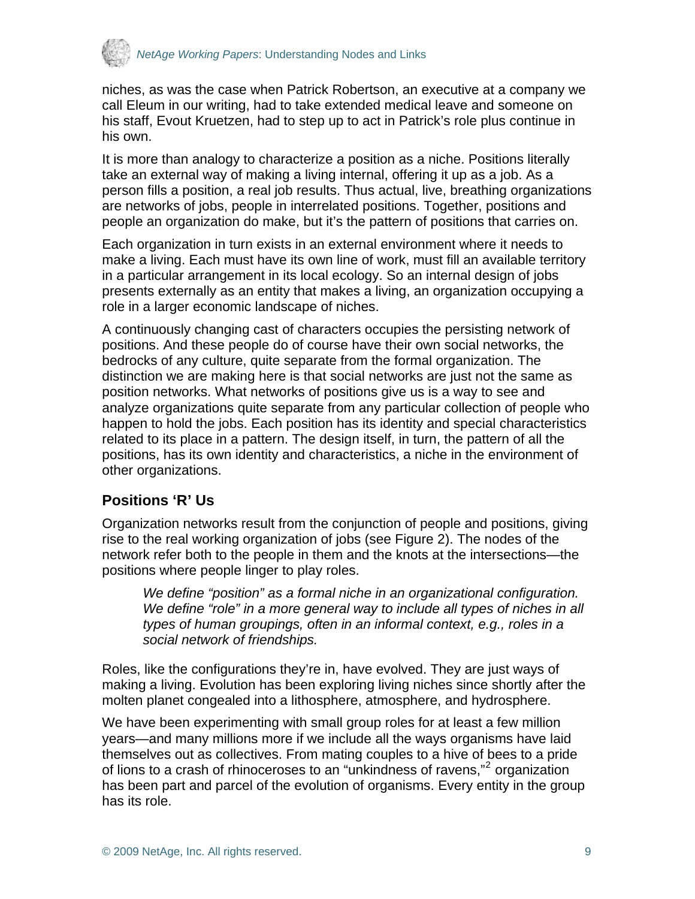niches, as was the case when Patrick Robertson, an executive at a company we call Eleum in our writing, had to take extended medical leave and someone on his staff, Evout Kruetzen, had to step up to act in Patrick's role plus continue in his own.

It is more than analogy to characterize a position as a niche. Positions literally take an external way of making a living internal, offering it up as a job. As a person fills a position, a real job results. Thus actual, live, breathing organizations are networks of jobs, people in interrelated positions. Together, positions and people an organization do make, but it's the pattern of positions that carries on.

Each organization in turn exists in an external environment where it needs to make a living. Each must have its own line of work, must fill an available territory in a particular arrangement in its local ecology. So an internal design of jobs presents externally as an entity that makes a living, an organization occupying a role in a larger economic landscape of niches.

A continuously changing cast of characters occupies the persisting network of positions. And these people do of course have their own social networks, the bedrocks of any culture, quite separate from the formal organization. The distinction we are making here is that social networks are just not the same as position networks. What networks of positions give us is a way to see and analyze organizations quite separate from any particular collection of people who happen to hold the jobs. Each position has its identity and special characteristics related to its place in a pattern. The design itself, in turn, the pattern of all the positions, has its own identity and characteristics, a niche in the environment of other organizations.

## Positions 'R' Us

Organization networks result from the conjunction of people and positions, giving rise to the real working organization of jobs (see Figure 2). The nodes of the network refer both to the people in them and the knots at the intersections—the positions where people linger to play roles.

> *We define "position" as a formal niche in an organizational configuration. We define "role" in a more general way to include all types of niches in all types of human groupings, often in an informal context, e.g., roles in a social network of friendships.*

Roles, like the configurations they're in, have evolved. They are just ways of making a living. Evolution has been exploring living niches since shortly after the molten planet congealed into a lithosphere, atmosphere, and hydrosphere.

We have been experimenting with small group roles for at least a few million years—and many millions more if we include all the ways organisms have laid themselves out as collectives. From mating couples to a hive of bees to a pride of lions to a crash of rhinoceroses to an "unkindness of ravens,"[2] organization has been part and parcel of the evolution of organisms. Every entity in the group has its role.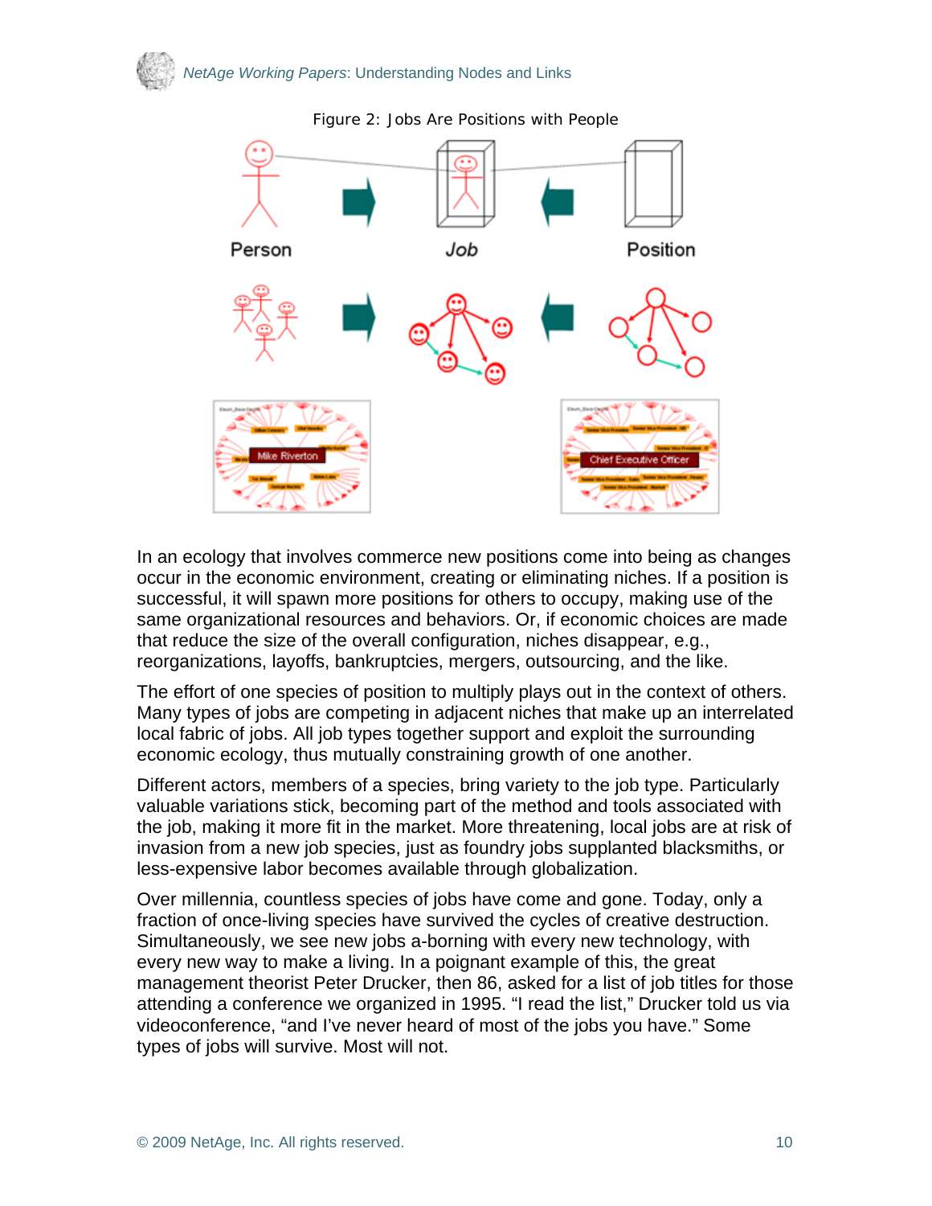Figure 2: Jobs Are Positions with People

In an ecology that involves commerce new positions come into being as changes occur in the economic environment, creating or eliminating niches. If a position is successful, it will spawn more positions for others to occupy, making use of the same organizational resources and behaviors. Or, if economic choices are made that reduce the size of the overall configuration, niches disappear, e.g., reorganizations, layoffs, bankruptcies, mergers, outsourcing, and the like.

The effort of one species of position to multiply plays out in the context of others. Many types of jobs are competing in adjacent niches that make up an interrelated local fabric of jobs. All job types together support and exploit the surrounding economic ecology, thus mutually constraining growth of one another.

Different actors, members of a species, bring variety to the job type. Particularly valuable variations stick, becoming part of the method and tools associated with the job, making it more fit in the market. More threatening, local jobs are at risk of invasion from a new job species, just as foundry jobs supplanted blacksmiths, or less-expensive labor becomes available through globalization.

Over millennia, countless species of jobs have come and gone. Today, only a fraction of once-living species have survived the cycles of creative destruction. Simultaneously, we see new jobs a-borning with every new technology, with every new way to make a living. In a poignant example of this, the great management theorist Peter Drucker, then 86, asked for a list of job titles for those attending a conference we organized in 1995. "I read the list," Drucker told us via videoconference, "and I've never heard of most of the jobs you have." Some types of jobs will survive. Most will not.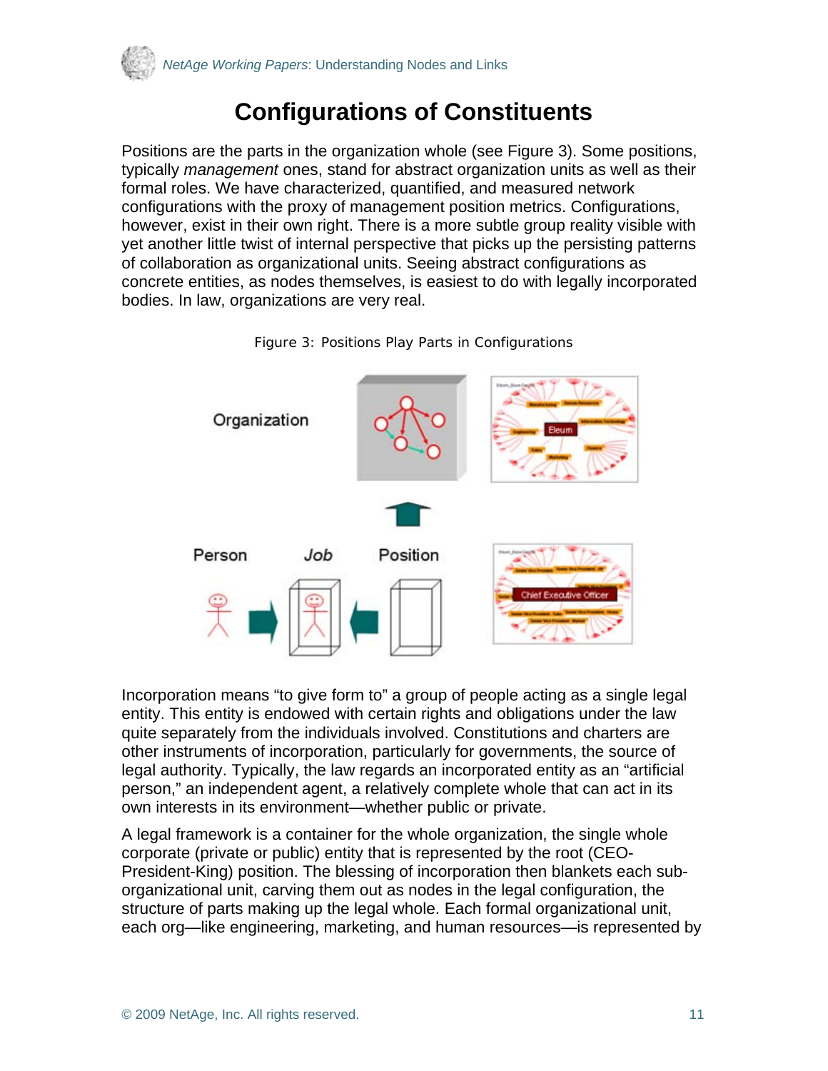# Configurations of Constituents

Positions are the parts in the organization whole (see Figure 3). Some positions, typically *management* ones, stand for abstract organization units as well as their formal roles. We have characterized, quantified, and measured network configurations with the proxy of management position metrics. Configurations, however, exist in their own right. There is a more subtle group reality visible with yet another little twist of internal perspective that picks up the persisting patterns of collaboration as organizational units. Seeing abstract configurations as concrete entities, as nodes themselves, is easiest to do with legally incorporated bodies. In law, organizations are very real.

Figure 3: Positions Play Parts in Configurations

Incorporation means "to give form to" a group of people acting as a single legal entity. This entity is endowed with certain rights and obligations under the law quite separately from the individuals involved. Constitutions and charters are other instruments of incorporation, particularly for governments, the source of legal authority. Typically, the law regards an incorporated entity as an "artificial person," an independent agent, a relatively complete whole that can act in its own interests in its environment—whether public or private.

A legal framework is a container for the whole organization, the single whole corporate (private or public) entity that is represented by the root (CEO-President-King) position. The blessing of incorporation then blankets each sub-organizational unit, carving them out as nodes in the legal configuration, the structure of parts making up the legal whole. Each formal organizational unit, each org—like engineering, marketing, and human resources—is represented by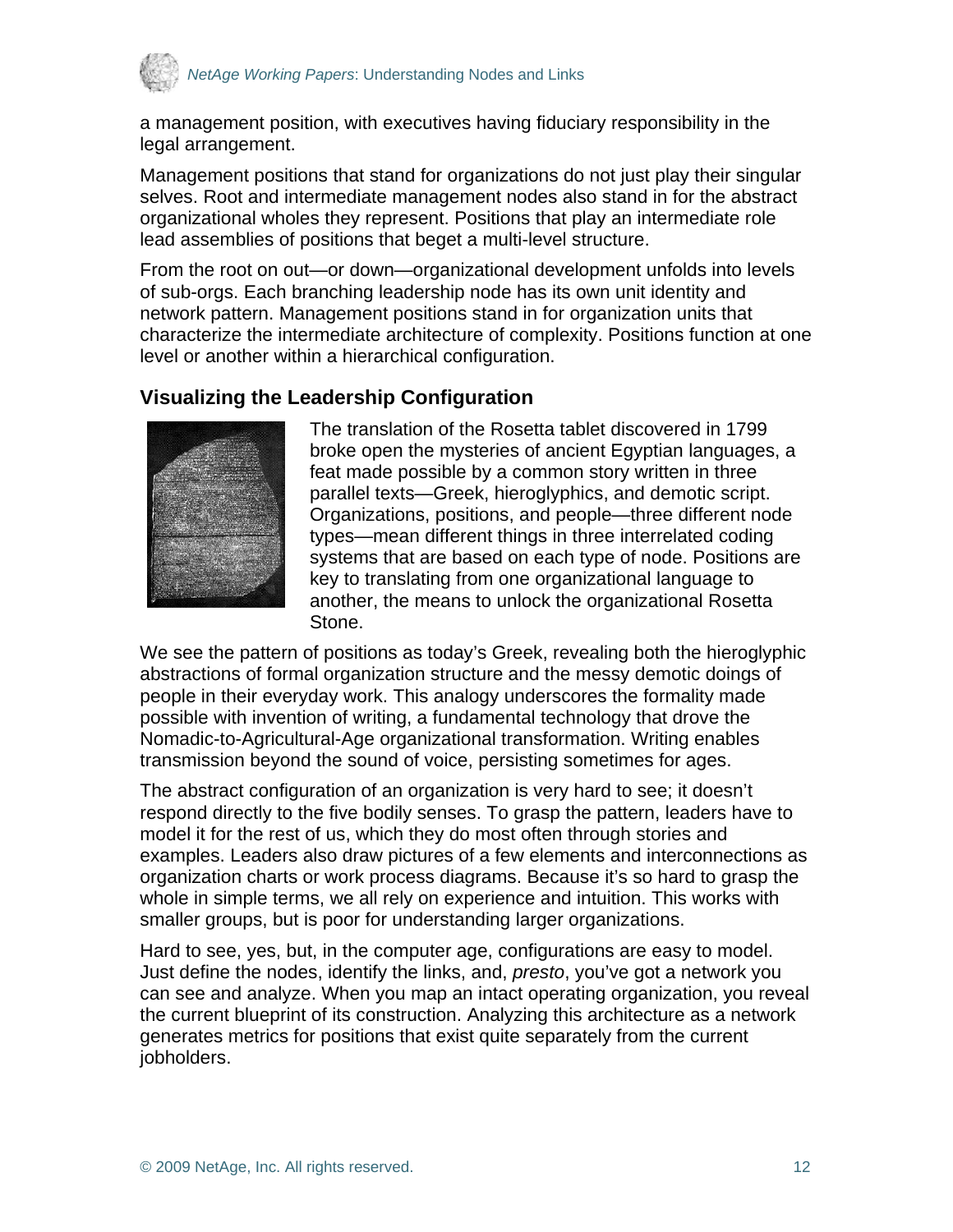a management position, with executives having fiduciary responsibility in the legal arrangement.

Management positions that stand for organizations do not just play their singular selves. Root and intermediate management nodes also stand in for the abstract organizational wholes they represent. Positions that play an intermediate role lead assemblies of positions that beget a multi-level structure.

From the root on out—or down—organizational development unfolds into levels of sub-orgs. Each branching leadership node has its own unit identity and network pattern. Management positions stand in for organization units that characterize the intermediate architecture of complexity. Positions function at one level or another within a hierarchical configuration.

## Visualizing the Leadership Configuration

The translation of the Rosetta tablet discovered in 1799 broke open the mysteries of ancient Egyptian languages, a feat made possible by a common story written in three parallel texts—Greek, hieroglyphics, and demotic script. Organizations, positions, and people—three different node types—mean different things in three interrelated coding systems that are based on each type of node. Positions are key to translating from one organizational language to another, the means to unlock the organizational Rosetta Stone.

We see the pattern of positions as today's Greek, revealing both the hieroglyphic abstractions of formal organization structure and the messy demotic doings of people in their everyday work. This analogy underscores the formality made possible with invention of writing, a fundamental technology that drove the Nomadic-to-Agricultural-Age organizational transformation. Writing enables transmission beyond the sound of voice, persisting sometimes for ages.

The abstract configuration of an organization is very hard to see; it doesn't respond directly to the five bodily senses. To grasp the pattern, leaders have to model it for the rest of us, which they do most often through stories and examples. Leaders also draw pictures of a few elements and interconnections as organization charts or work process diagrams. Because it's so hard to grasp the whole in simple terms, we all rely on experience and intuition. This works with smaller groups, but is poor for understanding larger organizations.

Hard to see, yes, but, in the computer age, configurations are easy to model. Just define the nodes, identify the links, and, *presto*, you've got a network you can see and analyze. When you map an intact operating organization, you reveal the current blueprint of its construction. Analyzing this architecture as a network generates metrics for positions that exist quite separately from the current jobholders.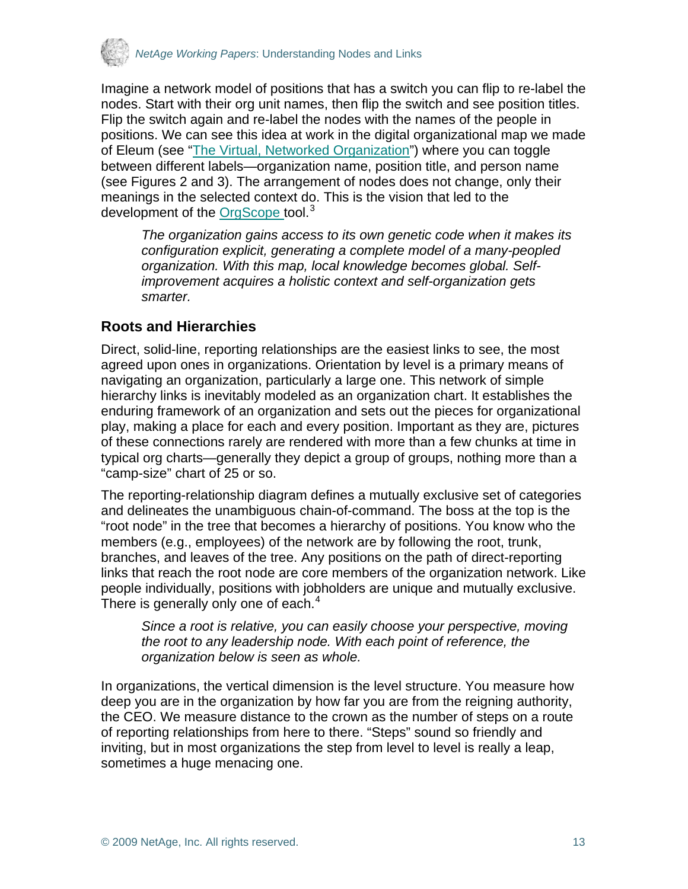Imagine a network model of positions that has a switch you can flip to re-label the nodes. Start with their org unit names, then flip the switch and see position titles. Flip the switch again and re-label the nodes with the names of the people in positions. We can see this idea at work in the digital organizational map we made of Eleum (see "The Virtual, Networked Organization") where you can toggle between different labels—organization name, position title, and person name (see Figures 2 and 3). The arrangement of nodes does not change, only their meanings in the selected context do. This is the vision that led to the development of the OrgScope tool.[3]

> *The organization gains access to its own genetic code when it makes its configuration explicit, generating a complete model of a many-peopled organization. With this map, local knowledge becomes global. Self-improvement acquires a holistic context and self-organization gets smarter.*

## Roots and Hierarchies

Direct, solid-line, reporting relationships are the easiest links to see, the most agreed upon ones in organizations. Orientation by level is a primary means of navigating an organization, particularly a large one. This network of simple hierarchy links is inevitably modeled as an organization chart. It establishes the enduring framework of an organization and sets out the pieces for organizational play, making a place for each and every position. Important as they are, pictures of these connections rarely are rendered with more than a few chunks at time in typical org charts—generally they depict a group of groups, nothing more than a "camp-size" chart of 25 or so.

The reporting-relationship diagram defines a mutually exclusive set of categories and delineates the unambiguous chain-of-command. The boss at the top is the "root node" in the tree that becomes a hierarchy of positions. You know who the members (e.g., employees) of the network are by following the root, trunk, branches, and leaves of the tree. Any positions on the path of direct-reporting links that reach the root node are core members of the organization network. Like people individually, positions with jobholders are unique and mutually exclusive. There is generally only one of each.[4]

> *Since a root is relative, you can easily choose your perspective, moving the root to any leadership node. With each point of reference, the organization below is seen as whole.*

In organizations, the vertical dimension is the level structure. You measure how deep you are in the organization by how far you are from the reigning authority, the CEO. We measure distance to the crown as the number of steps on a route of reporting relationships from here to there. "Steps" sound so friendly and inviting, but in most organizations the step from level to level is really a leap, sometimes a huge menacing one.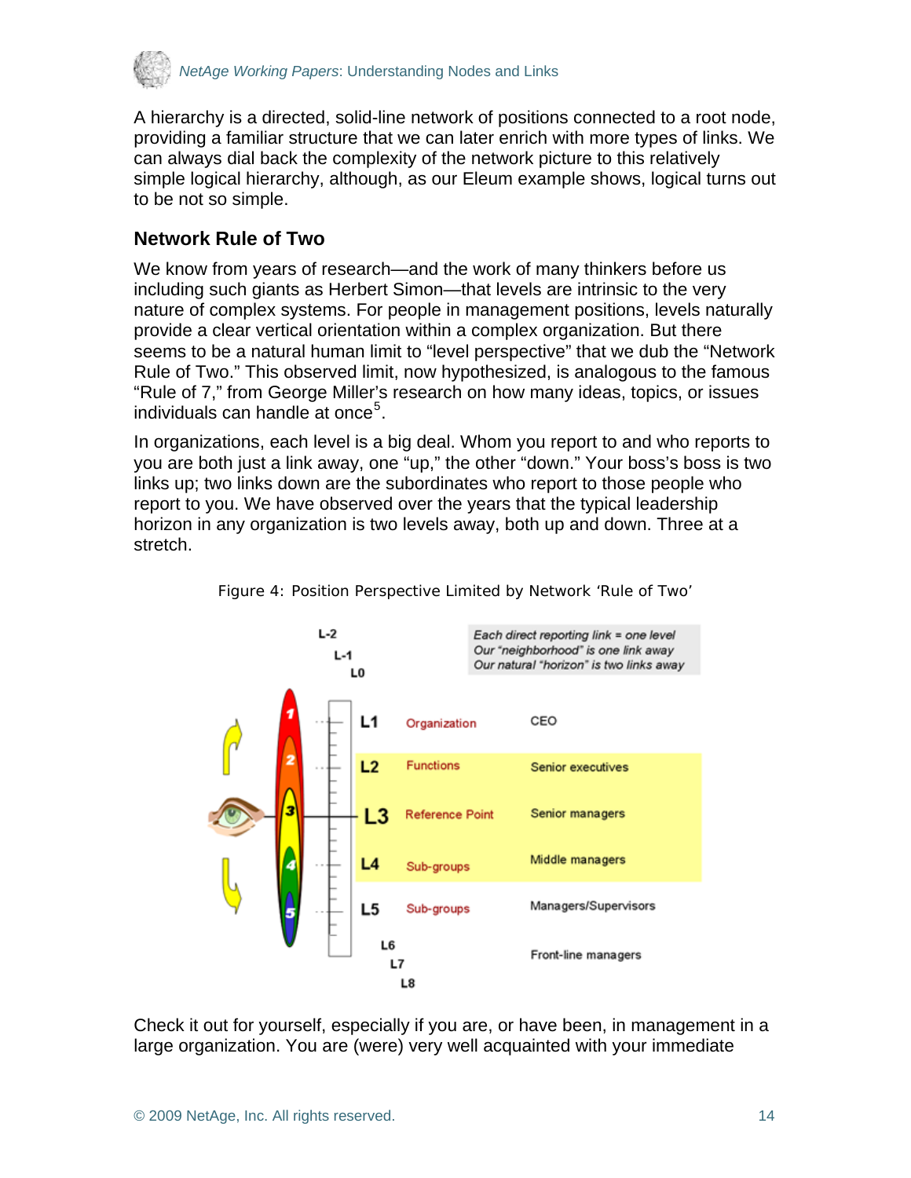A hierarchy is a directed, solid-line network of positions connected to a root node, providing a familiar structure that we can later enrich with more types of links. We can always dial back the complexity of the network picture to this relatively simple logical hierarchy, although, as our Eleum example shows, logical turns out to be not so simple.

## Network Rule of Two

We know from years of research—and the work of many thinkers before us including such giants as Herbert Simon—that levels are intrinsic to the very nature of complex systems. For people in management positions, levels naturally provide a clear vertical orientation within a complex organization. But there seems to be a natural human limit to "level perspective" that we dub the "Network Rule of Two." This observed limit, now hypothesized, is analogous to the famous "Rule of 7," from George Miller's research on how many ideas, topics, or issues individuals can handle at once[5].

In organizations, each level is a big deal. Whom you report to and who reports to you are both just a link away, one "up," the other "down." Your boss's boss is two links up; two links down are the subordinates who report to those people who report to you. We have observed over the years that the typical leadership horizon in any organization is two levels away, both up and down. Three at a stretch.

Figure 4: Position Perspective Limited by Network 'Rule of Two'

*Each direct reporting link = one level*
*Our "neighborhood" is one link away*
*Our natural "horizon" is two links away*

| Level | | Role |
|---|---|---|
| L-2 | | |
| L-1 | | |
| L0 | | |
| L1 | Organization | CEO |
| L2 | Functions | Senior executives |
| L3 | Reference Point | Senior managers |
| L4 | Sub-groups | Middle managers |
| L5 | Sub-groups | Managers/Supervisors |
| L6 | | |
| L7 | | Front-line managers |
| L8 | | |

Check it out for yourself, especially if you are, or have been, in management in a large organization. You are (were) very well acquainted with your immediate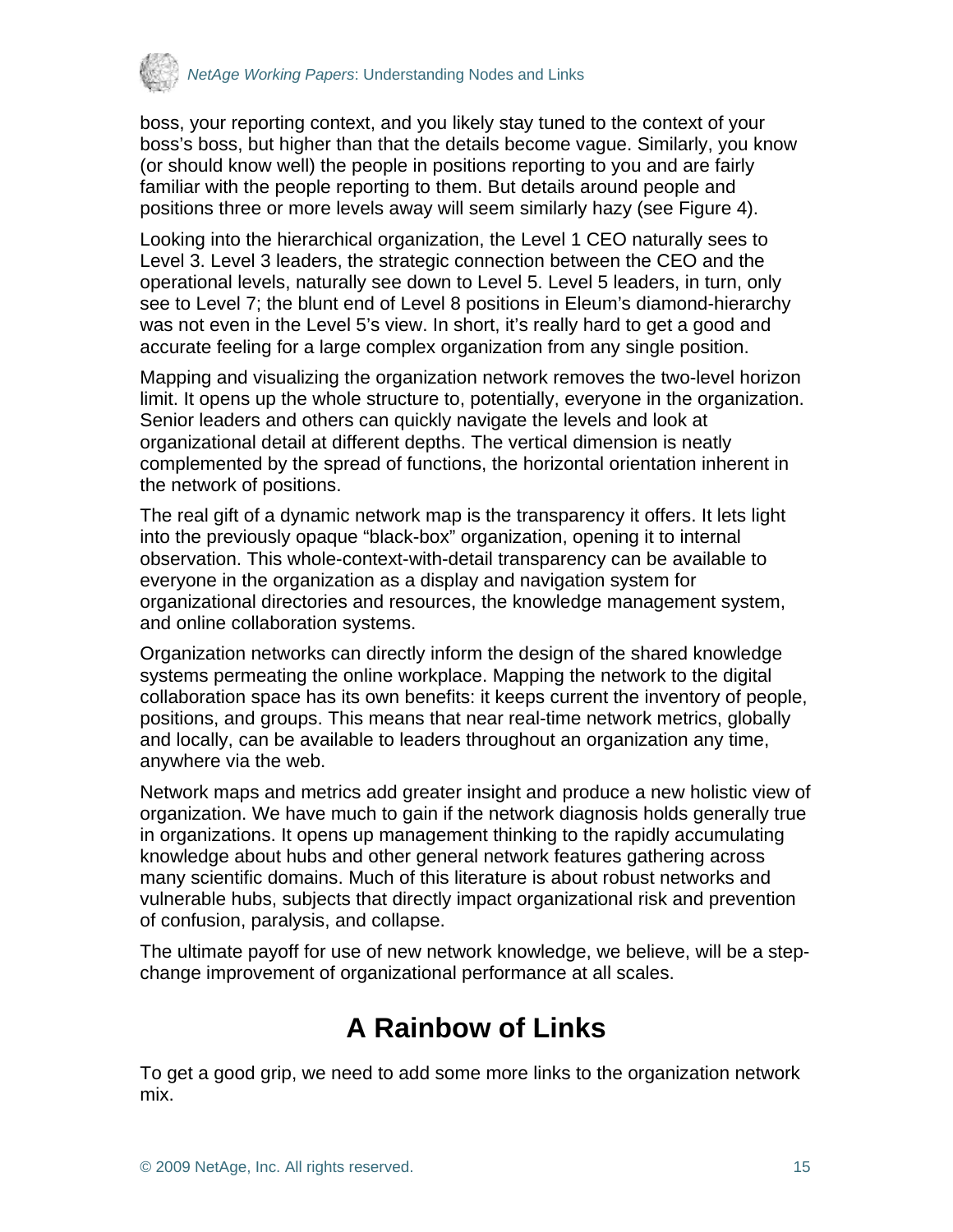boss, your reporting context, and you likely stay tuned to the context of your boss's boss, but higher than that the details become vague. Similarly, you know (or should know well) the people in positions reporting to you and are fairly familiar with the people reporting to them. But details around people and positions three or more levels away will seem similarly hazy (see Figure 4).

Looking into the hierarchical organization, the Level 1 CEO naturally sees to Level 3. Level 3 leaders, the strategic connection between the CEO and the operational levels, naturally see down to Level 5. Level 5 leaders, in turn, only see to Level 7; the blunt end of Level 8 positions in Eleum's diamond-hierarchy was not even in the Level 5's view. In short, it's really hard to get a good and accurate feeling for a large complex organization from any single position.

Mapping and visualizing the organization network removes the two-level horizon limit. It opens up the whole structure to, potentially, everyone in the organization. Senior leaders and others can quickly navigate the levels and look at organizational detail at different depths. The vertical dimension is neatly complemented by the spread of functions, the horizontal orientation inherent in the network of positions.

The real gift of a dynamic network map is the transparency it offers. It lets light into the previously opaque "black-box" organization, opening it to internal observation. This whole-context-with-detail transparency can be available to everyone in the organization as a display and navigation system for organizational directories and resources, the knowledge management system, and online collaboration systems.

Organization networks can directly inform the design of the shared knowledge systems permeating the online workplace. Mapping the network to the digital collaboration space has its own benefits: it keeps current the inventory of people, positions, and groups. This means that near real-time network metrics, globally and locally, can be available to leaders throughout an organization any time, anywhere via the web.

Network maps and metrics add greater insight and produce a new holistic view of organization. We have much to gain if the network diagnosis holds generally true in organizations. It opens up management thinking to the rapidly accumulating knowledge about hubs and other general network features gathering across many scientific domains. Much of this literature is about robust networks and vulnerable hubs, subjects that directly impact organizational risk and prevention of confusion, paralysis, and collapse.

The ultimate payoff for use of new network knowledge, we believe, will be a step-change improvement of organizational performance at all scales.

# A Rainbow of Links

To get a good grip, we need to add some more links to the organization network mix.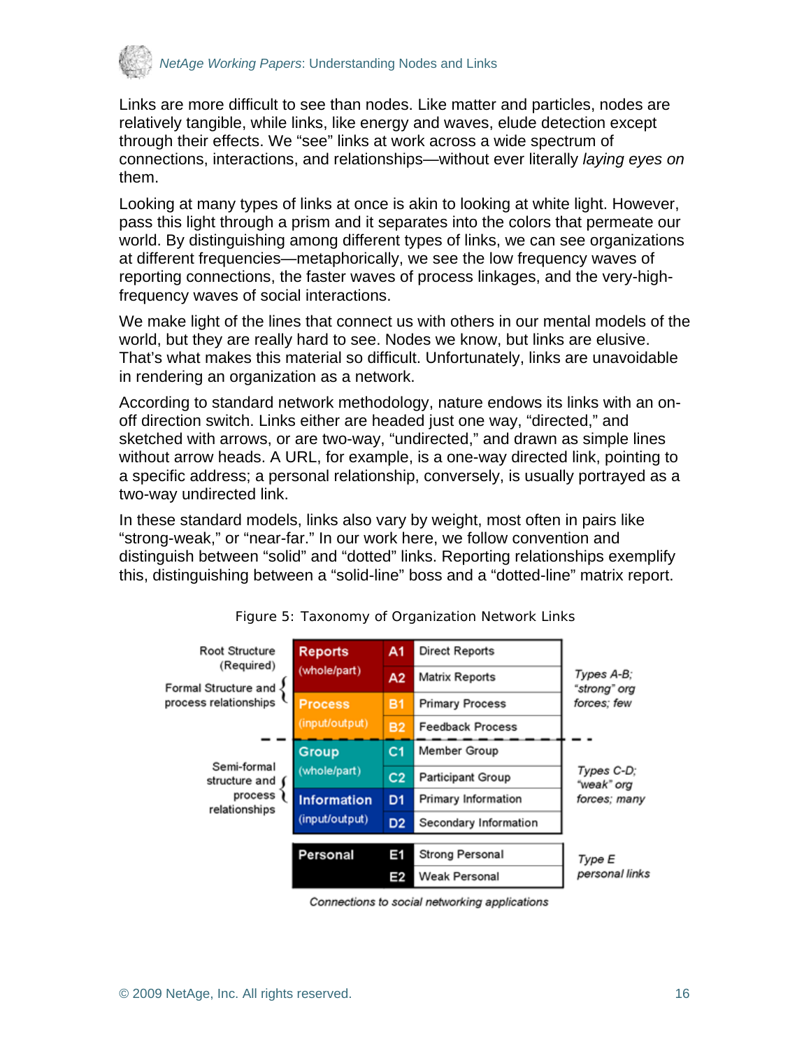Links are more difficult to see than nodes. Like matter and particles, nodes are relatively tangible, while links, like energy and waves, elude detection except through their effects. We "see" links at work across a wide spectrum of connections, interactions, and relationships—without ever literally *laying eyes on* them.

Looking at many types of links at once is akin to looking at white light. However, pass this light through a prism and it separates into the colors that permeate our world. By distinguishing among different types of links, we can see organizations at different frequencies—metaphorically, we see the low frequency waves of reporting connections, the faster waves of process linkages, and the very-high-frequency waves of social interactions.

We make light of the lines that connect us with others in our mental models of the world, but they are really hard to see. Nodes we know, but links are elusive. That's what makes this material so difficult. Unfortunately, links are unavoidable in rendering an organization as a network.

According to standard network methodology, nature endows its links with an on-off direction switch. Links either are headed just one way, "directed," and sketched with arrows, or are two-way, "undirected," and drawn as simple lines without arrow heads. A URL, for example, is a one-way directed link, pointing to a specific address; a personal relationship, conversely, is usually portrayed as a two-way undirected link.

In these standard models, links also vary by weight, most often in pairs like "strong-weak," or "near-far." In our work here, we follow convention and distinguish between "solid" and "dotted" links. Reporting relationships exemplify this, distinguishing between a "solid-line" boss and a "dotted-line" matrix report.

Figure 5: Taxonomy of Organization Network Links

| Structure | Link Category | Code | Link Type | Strength |
|---|---|---|---|---|
| Root Structure (Required); Formal Structure and process relationships | Reports (whole/part) | A1 | Direct Reports | Types A-B; "strong" org forces; few |
| | | A2 | Matrix Reports | |
| | Process (input/output) | B1 | Primary Process | |
| | | B2 | Feedback Process | |
| Semi-formal structure and process relationships | Group (whole/part) | C1 | Member Group | Types C-D; "weak" org forces; many |
| | | C2 | Participant Group | |
| | Information (input/output) | D1 | Primary Information | |
| | | D2 | Secondary Information | |
| | Personal | E1 | Strong Personal | Type E personal links |
| | | E2 | Weak Personal | |

*Connections to social networking applications*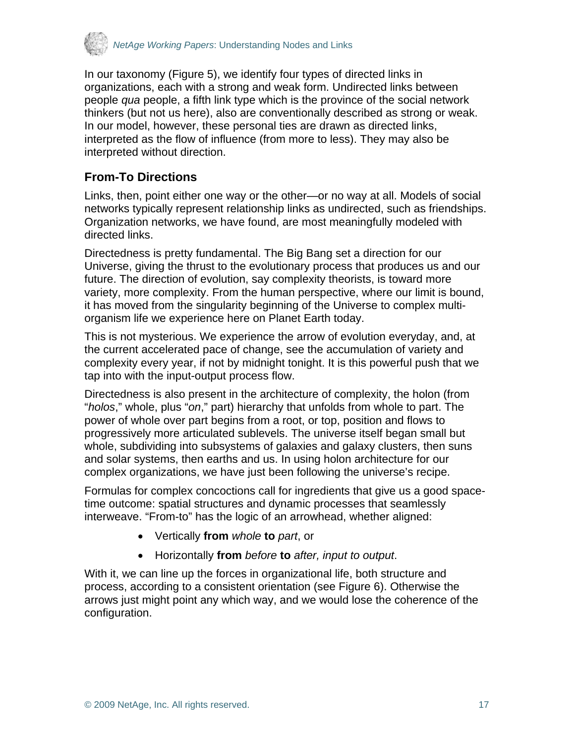In our taxonomy (Figure 5), we identify four types of directed links in organizations, each with a strong and weak form. Undirected links between people *qua* people, a fifth link type which is the province of the social network thinkers (but not us here), also are conventionally described as strong or weak. In our model, however, these personal ties are drawn as directed links, interpreted as the flow of influence (from more to less). They may also be interpreted without direction.

## From-To Directions

Links, then, point either one way or the other—or no way at all. Models of social networks typically represent relationship links as undirected, such as friendships. Organization networks, we have found, are most meaningfully modeled with directed links.

Directedness is pretty fundamental. The Big Bang set a direction for our Universe, giving the thrust to the evolutionary process that produces us and our future. The direction of evolution, say complexity theorists, is toward more variety, more complexity. From the human perspective, where our limit is bound, it has moved from the singularity beginning of the Universe to complex multi-organism life we experience here on Planet Earth today.

This is not mysterious. We experience the arrow of evolution everyday, and, at the current accelerated pace of change, see the accumulation of variety and complexity every year, if not by midnight tonight. It is this powerful push that we tap into with the input-output process flow.

Directedness is also present in the architecture of complexity, the holon (from "*holos*," whole, plus "*on*," part) hierarchy that unfolds from whole to part. The power of whole over part begins from a root, or top, position and flows to progressively more articulated sublevels. The universe itself began small but whole, subdividing into subsystems of galaxies and galaxy clusters, then suns and solar systems, then earths and us. In using holon architecture for our complex organizations, we have just been following the universe's recipe.

Formulas for complex concoctions call for ingredients that give us a good space-time outcome: spatial structures and dynamic processes that seamlessly interweave. "From-to" has the logic of an arrowhead, whether aligned:

- Vertically **from** *whole* **to** *part*, or
- Horizontally **from** *before* **to** *after, input to output*.

With it, we can line up the forces in organizational life, both structure and process, according to a consistent orientation (see Figure 6). Otherwise the arrows just might point any which way, and we would lose the coherence of the configuration.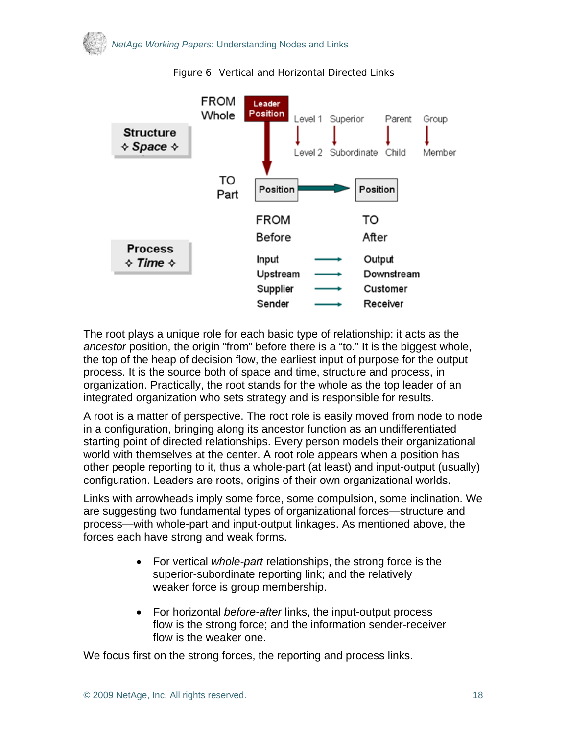Figure 6: Vertical and Horizontal Directed Links

| Structure ✧ Space ✧ | FROM Whole → TO Part | Leader Position → Position |
|---|---|---|
| | Level 1 → Level 2 | Superior → Subordinate |
| | Parent → Child | Group → Member |

| Process ✧ Time ✧ | FROM Before | TO After |
|---|---|---|
| | Input | Output |
| | Upstream | Downstream |
| | Supplier | Customer |
| | Sender | Receiver |

The root plays a unique role for each basic type of relationship: it acts as the *ancestor* position, the origin "from" before there is a "to." It is the biggest whole, the top of the heap of decision flow, the earliest input of purpose for the output process. It is the source both of space and time, structure and process, in organization. Practically, the root stands for the whole as the top leader of an integrated organization who sets strategy and is responsible for results.

A root is a matter of perspective. The root role is easily moved from node to node in a configuration, bringing along its ancestor function as an undifferentiated starting point of directed relationships. Every person models their organizational world with themselves at the center. A root role appears when a position has other people reporting to it, thus a whole-part (at least) and input-output (usually) configuration. Leaders are roots, origins of their own organizational worlds.

Links with arrowheads imply some force, some compulsion, some inclination. We are suggesting two fundamental types of organizational forces—structure and process—with whole-part and input-output linkages. As mentioned above, the forces each have strong and weak forms.

- For vertical *whole-part* relationships, the strong force is the superior-subordinate reporting link; and the relatively weaker force is group membership.
- For horizontal *before-after* links, the input-output process flow is the strong force; and the information sender-receiver flow is the weaker one.

We focus first on the strong forces, the reporting and process links.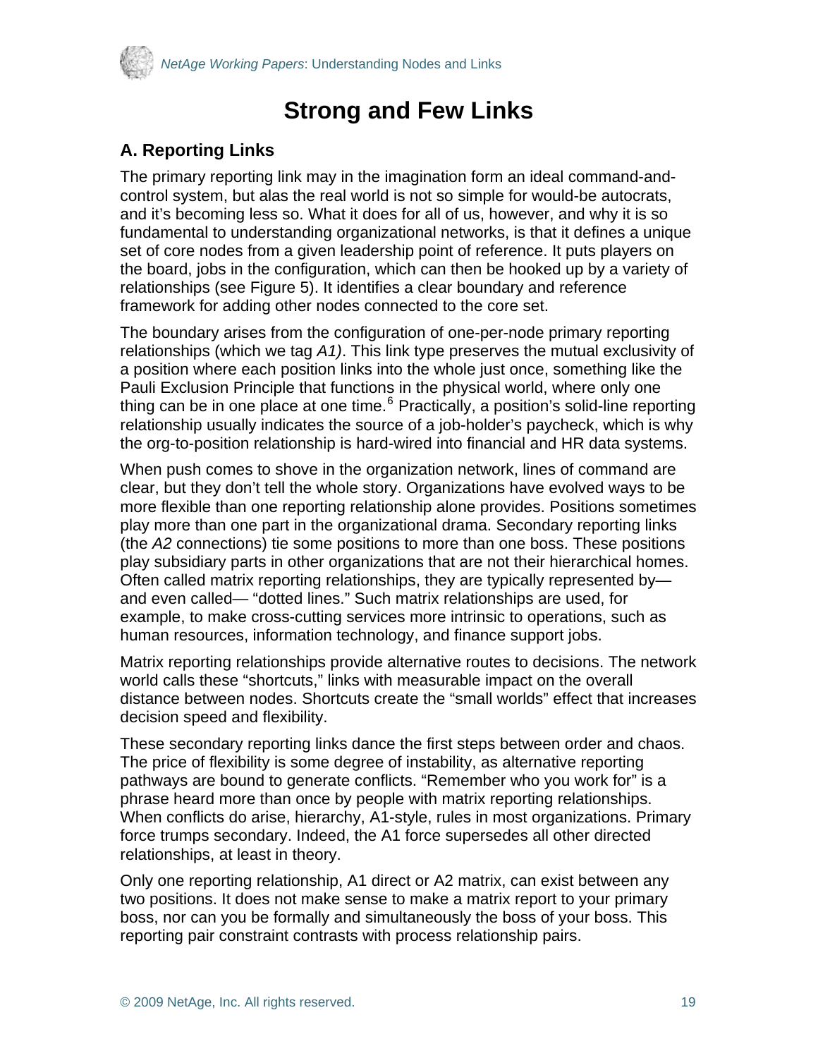# Strong and Few Links

## A. Reporting Links

The primary reporting link may in the imagination form an ideal command-and-control system, but alas the real world is not so simple for would-be autocrats, and it's becoming less so. What it does for all of us, however, and why it is so fundamental to understanding organizational networks, is that it defines a unique set of core nodes from a given leadership point of reference. It puts players on the board, jobs in the configuration, which can then be hooked up by a variety of relationships (see Figure 5). It identifies a clear boundary and reference framework for adding other nodes connected to the core set.

The boundary arises from the configuration of one-per-node primary reporting relationships (which we tag *A1)*. This link type preserves the mutual exclusivity of a position where each position links into the whole just once, something like the Pauli Exclusion Principle that functions in the physical world, where only one thing can be in one place at one time.[6] Practically, a position's solid-line reporting relationship usually indicates the source of a job-holder's paycheck, which is why the org-to-position relationship is hard-wired into financial and HR data systems.

When push comes to shove in the organization network, lines of command are clear, but they don't tell the whole story. Organizations have evolved ways to be more flexible than one reporting relationship alone provides. Positions sometimes play more than one part in the organizational drama. Secondary reporting links (the *A2* connections) tie some positions to more than one boss. These positions play subsidiary parts in other organizations that are not their hierarchical homes. Often called matrix reporting relationships, they are typically represented by—and even called— "dotted lines." Such matrix relationships are used, for example, to make cross-cutting services more intrinsic to operations, such as human resources, information technology, and finance support jobs.

Matrix reporting relationships provide alternative routes to decisions. The network world calls these "shortcuts," links with measurable impact on the overall distance between nodes. Shortcuts create the "small worlds" effect that increases decision speed and flexibility.

These secondary reporting links dance the first steps between order and chaos. The price of flexibility is some degree of instability, as alternative reporting pathways are bound to generate conflicts. "Remember who you work for" is a phrase heard more than once by people with matrix reporting relationships. When conflicts do arise, hierarchy, A1-style, rules in most organizations. Primary force trumps secondary. Indeed, the A1 force supersedes all other directed relationships, at least in theory.

Only one reporting relationship, A1 direct or A2 matrix, can exist between any two positions. It does not make sense to make a matrix report to your primary boss, nor can you be formally and simultaneously the boss of your boss. This reporting pair constraint contrasts with process relationship pairs.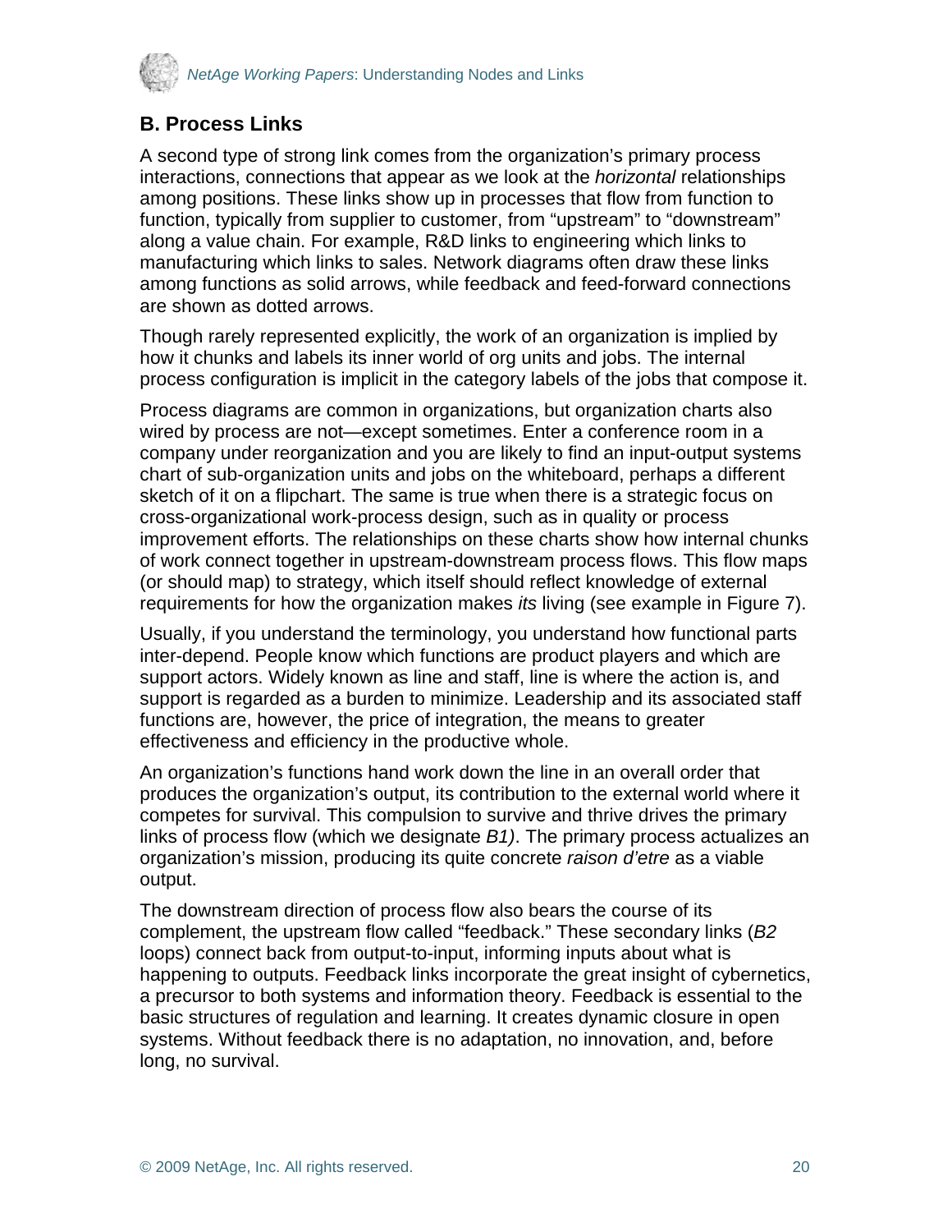## B. Process Links

A second type of strong link comes from the organization's primary process interactions, connections that appear as we look at the *horizontal* relationships among positions. These links show up in processes that flow from function to function, typically from supplier to customer, from "upstream" to "downstream" along a value chain. For example, R&D links to engineering which links to manufacturing which links to sales. Network diagrams often draw these links among functions as solid arrows, while feedback and feed-forward connections are shown as dotted arrows.

Though rarely represented explicitly, the work of an organization is implied by how it chunks and labels its inner world of org units and jobs. The internal process configuration is implicit in the category labels of the jobs that compose it.

Process diagrams are common in organizations, but organization charts also wired by process are not—except sometimes. Enter a conference room in a company under reorganization and you are likely to find an input-output systems chart of sub-organization units and jobs on the whiteboard, perhaps a different sketch of it on a flipchart. The same is true when there is a strategic focus on cross-organizational work-process design, such as in quality or process improvement efforts. The relationships on these charts show how internal chunks of work connect together in upstream-downstream process flows. This flow maps (or should map) to strategy, which itself should reflect knowledge of external requirements for how the organization makes *its* living (see example in Figure 7).

Usually, if you understand the terminology, you understand how functional parts inter-depend. People know which functions are product players and which are support actors. Widely known as line and staff, line is where the action is, and support is regarded as a burden to minimize. Leadership and its associated staff functions are, however, the price of integration, the means to greater effectiveness and efficiency in the productive whole.

An organization's functions hand work down the line in an overall order that produces the organization's output, its contribution to the external world where it competes for survival. This compulsion to survive and thrive drives the primary links of process flow (which we designate *B1)*. The primary process actualizes an organization's mission, producing its quite concrete *raison d'etre* as a viable output.

The downstream direction of process flow also bears the course of its complement, the upstream flow called "feedback." These secondary links (*B2* loops) connect back from output-to-input, informing inputs about what is happening to outputs. Feedback links incorporate the great insight of cybernetics, a precursor to both systems and information theory. Feedback is essential to the basic structures of regulation and learning. It creates dynamic closure in open systems. Without feedback there is no adaptation, no innovation, and, before long, no survival.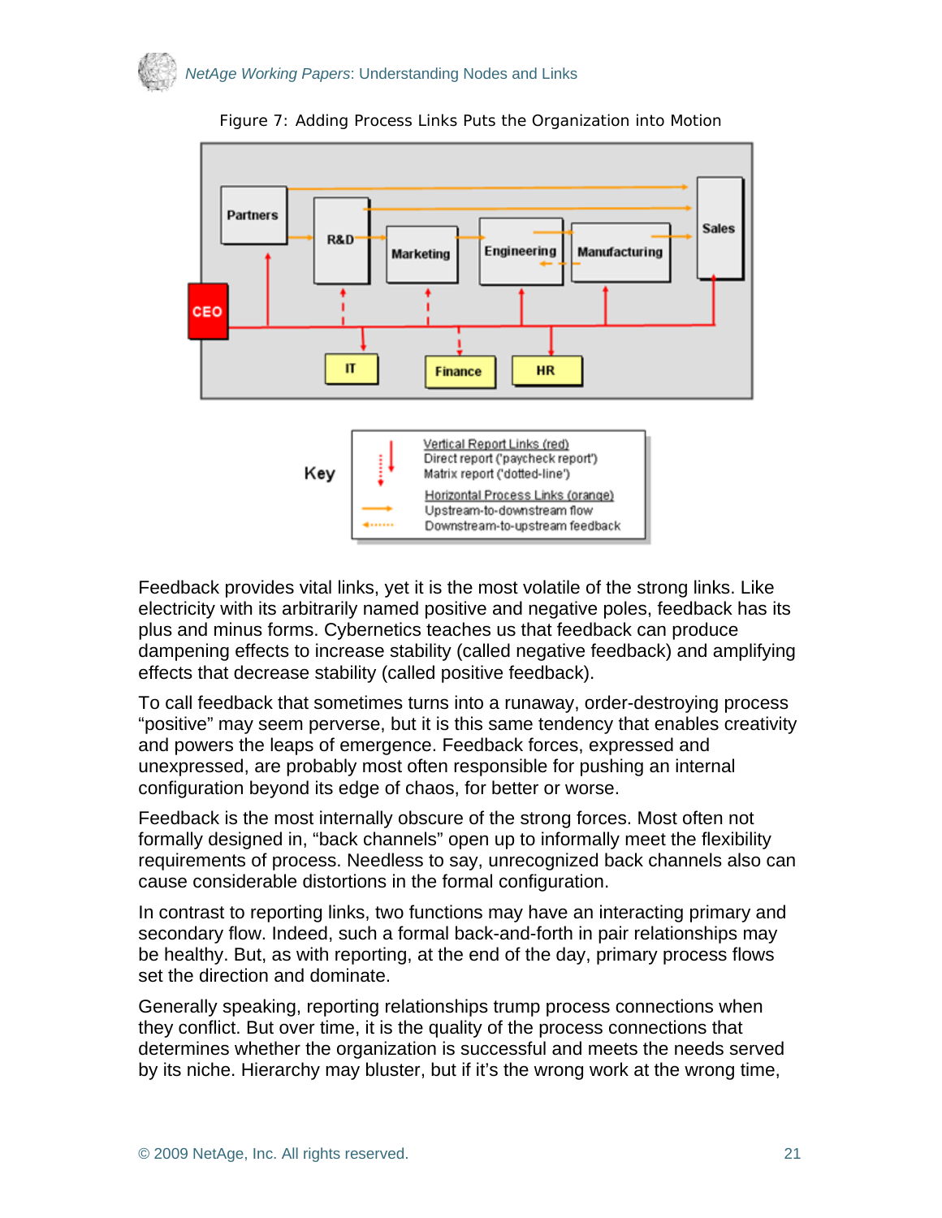Figure 7: Adding Process Links Puts the Organization into Motion

Feedback provides vital links, yet it is the most volatile of the strong links. Like electricity with its arbitrarily named positive and negative poles, feedback has its plus and minus forms. Cybernetics teaches us that feedback can produce dampening effects to increase stability (called negative feedback) and amplifying effects that decrease stability (called positive feedback).

To call feedback that sometimes turns into a runaway, order-destroying process "positive" may seem perverse, but it is this same tendency that enables creativity and powers the leaps of emergence. Feedback forces, expressed and unexpressed, are probably most often responsible for pushing an internal configuration beyond its edge of chaos, for better or worse.

Feedback is the most internally obscure of the strong forces. Most often not formally designed in, "back channels" open up to informally meet the flexibility requirements of process. Needless to say, unrecognized back channels also can cause considerable distortions in the formal configuration.

In contrast to reporting links, two functions may have an interacting primary and secondary flow. Indeed, such a formal back-and-forth in pair relationships may be healthy. But, as with reporting, at the end of the day, primary process flows set the direction and dominate.

Generally speaking, reporting relationships trump process connections when they conflict. But over time, it is the quality of the process connections that determines whether the organization is successful and meets the needs served by its niche. Hierarchy may bluster, but if it's the wrong work at the wrong time,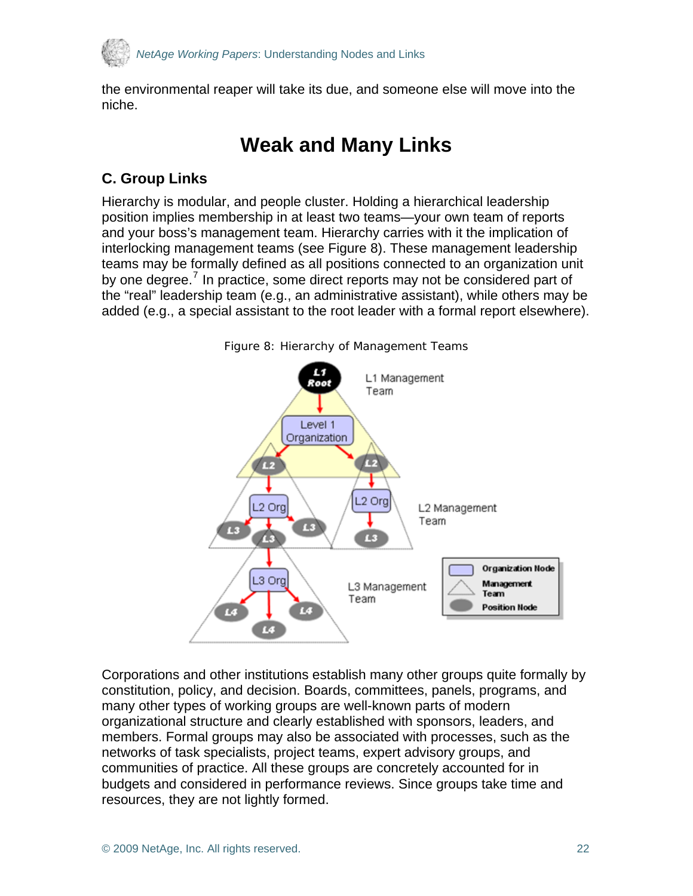the environmental reaper will take its due, and someone else will move into the niche.

# Weak and Many Links

## C. Group Links

Hierarchy is modular, and people cluster. Holding a hierarchical leadership position implies membership in at least two teams—your own team of reports and your boss's management team. Hierarchy carries with it the implication of interlocking management teams (see Figure 8). These management leadership teams may be formally defined as all positions connected to an organization unit by one degree.[7] In practice, some direct reports may not be considered part of the "real" leadership team (e.g., an administrative assistant), while others may be added (e.g., a special assistant to the root leader with a formal report elsewhere).

Figure 8: Hierarchy of Management Teams

Corporations and other institutions establish many other groups quite formally by constitution, policy, and decision. Boards, committees, panels, programs, and many other types of working groups are well-known parts of modern organizational structure and clearly established with sponsors, leaders, and members. Formal groups may also be associated with processes, such as the networks of task specialists, project teams, expert advisory groups, and communities of practice. All these groups are concretely accounted for in budgets and considered in performance reviews. Since groups take time and resources, they are not lightly formed.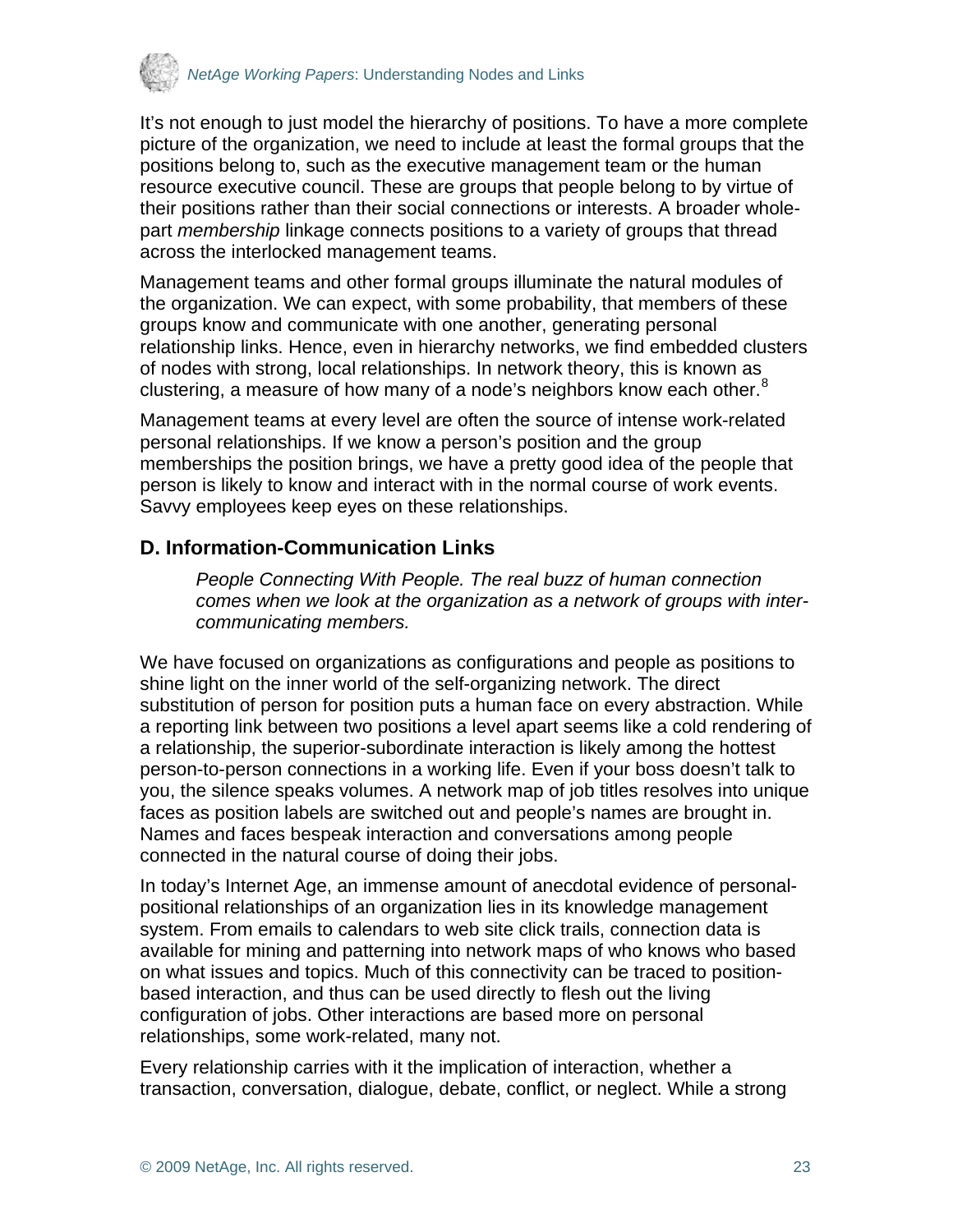It's not enough to just model the hierarchy of positions. To have a more complete picture of the organization, we need to include at least the formal groups that the positions belong to, such as the executive management team or the human resource executive council. These are groups that people belong to by virtue of their positions rather than their social connections or interests. A broader whole-part *membership* linkage connects positions to a variety of groups that thread across the interlocked management teams.

Management teams and other formal groups illuminate the natural modules of the organization. We can expect, with some probability, that members of these groups know and communicate with one another, generating personal relationship links. Hence, even in hierarchy networks, we find embedded clusters of nodes with strong, local relationships. In network theory, this is known as clustering, a measure of how many of a node's neighbors know each other.[8]

Management teams at every level are often the source of intense work-related personal relationships. If we know a person's position and the group memberships the position brings, we have a pretty good idea of the people that person is likely to know and interact with in the normal course of work events. Savvy employees keep eyes on these relationships.

### D. Information-Communication Links

> *People Connecting With People. The real buzz of human connection comes when we look at the organization as a network of groups with inter-communicating members.*

We have focused on organizations as configurations and people as positions to shine light on the inner world of the self-organizing network. The direct substitution of person for position puts a human face on every abstraction. While a reporting link between two positions a level apart seems like a cold rendering of a relationship, the superior-subordinate interaction is likely among the hottest person-to-person connections in a working life. Even if your boss doesn't talk to you, the silence speaks volumes. A network map of job titles resolves into unique faces as position labels are switched out and people's names are brought in. Names and faces bespeak interaction and conversations among people connected in the natural course of doing their jobs.

In today's Internet Age, an immense amount of anecdotal evidence of personal-positional relationships of an organization lies in its knowledge management system. From emails to calendars to web site click trails, connection data is available for mining and patterning into network maps of who knows who based on what issues and topics. Much of this connectivity can be traced to position-based interaction, and thus can be used directly to flesh out the living configuration of jobs. Other interactions are based more on personal relationships, some work-related, many not.

Every relationship carries with it the implication of interaction, whether a transaction, conversation, dialogue, debate, conflict, or neglect. While a strong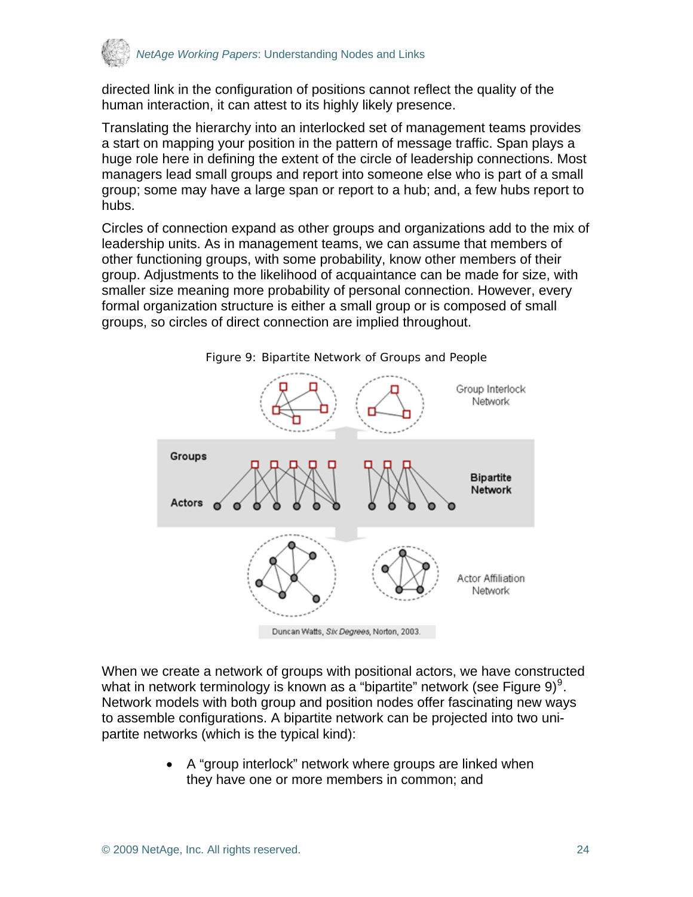directed link in the configuration of positions cannot reflect the quality of the human interaction, it can attest to its highly likely presence.

Translating the hierarchy into an interlocked set of management teams provides a start on mapping your position in the pattern of message traffic. Span plays a huge role here in defining the extent of the circle of leadership connections. Most managers lead small groups and report into someone else who is part of a small group; some may have a large span or report to a hub; and, a few hubs report to hubs.

Circles of connection expand as other groups and organizations add to the mix of leadership units. As in management teams, we can assume that members of other functioning groups, with some probability, know other members of their group. Adjustments to the likelihood of acquaintance can be made for size, with smaller size meaning more probability of personal connection. However, every formal organization structure is either a small group or is composed of small groups, so circles of direct connection are implied throughout.

Figure 9: Bipartite Network of Groups and People

Group Interlock Network

Groups

Actors

Bipartite Network

Actor Affiliation Network

Duncan Watts, *Six Degrees*, Norton, 2003.

When we create a network of groups with positional actors, we have constructed what in network terminology is known as a "bipartite" network (see Figure 9)[9]. Network models with both group and position nodes offer fascinating new ways to assemble configurations. A bipartite network can be projected into two uni-partite networks (which is the typical kind):

- A "group interlock" network where groups are linked when they have one or more members in common; and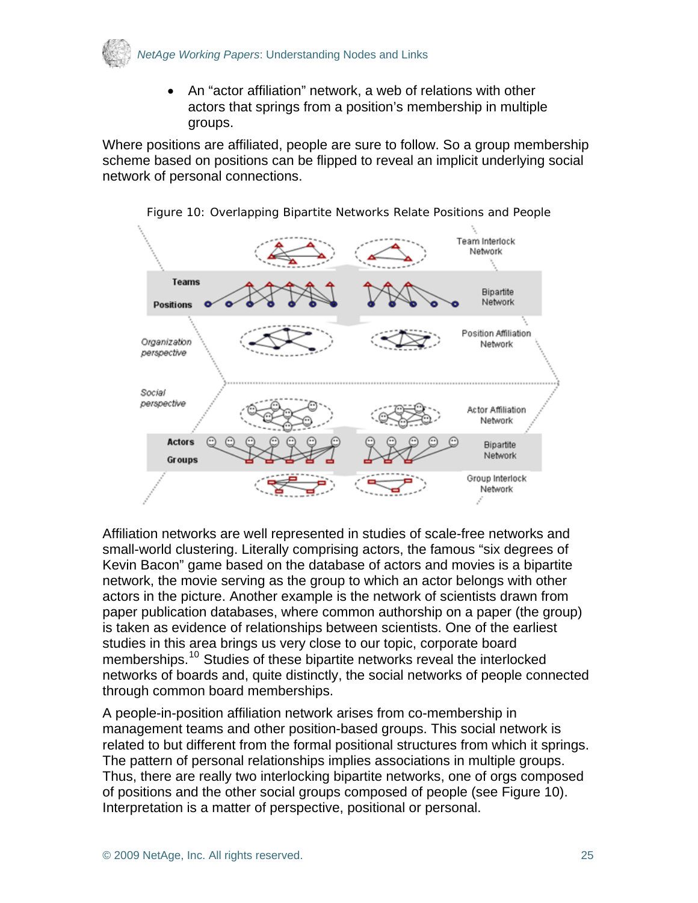- An "actor affiliation" network, a web of relations with other actors that springs from a position's membership in multiple groups.

Where positions are affiliated, people are sure to follow. So a group membership scheme based on positions can be flipped to reveal an implicit underlying social network of personal connections.

Figure 10: Overlapping Bipartite Networks Relate Positions and People

Affiliation networks are well represented in studies of scale-free networks and small-world clustering. Literally comprising actors, the famous "six degrees of Kevin Bacon" game based on the database of actors and movies is a bipartite network, the movie serving as the group to which an actor belongs with other actors in the picture. Another example is the network of scientists drawn from paper publication databases, where common authorship on a paper (the group) is taken as evidence of relationships between scientists. One of the earliest studies in this area brings us very close to our topic, corporate board memberships.[10] Studies of these bipartite networks reveal the interlocked networks of boards and, quite distinctly, the social networks of people connected through common board memberships.

A people-in-position affiliation network arises from co-membership in management teams and other position-based groups. This social network is related to but different from the formal positional structures from which it springs. The pattern of personal relationships implies associations in multiple groups. Thus, there are really two interlocking bipartite networks, one of orgs composed of positions and the other social groups composed of people (see Figure 10). Interpretation is a matter of perspective, positional or personal.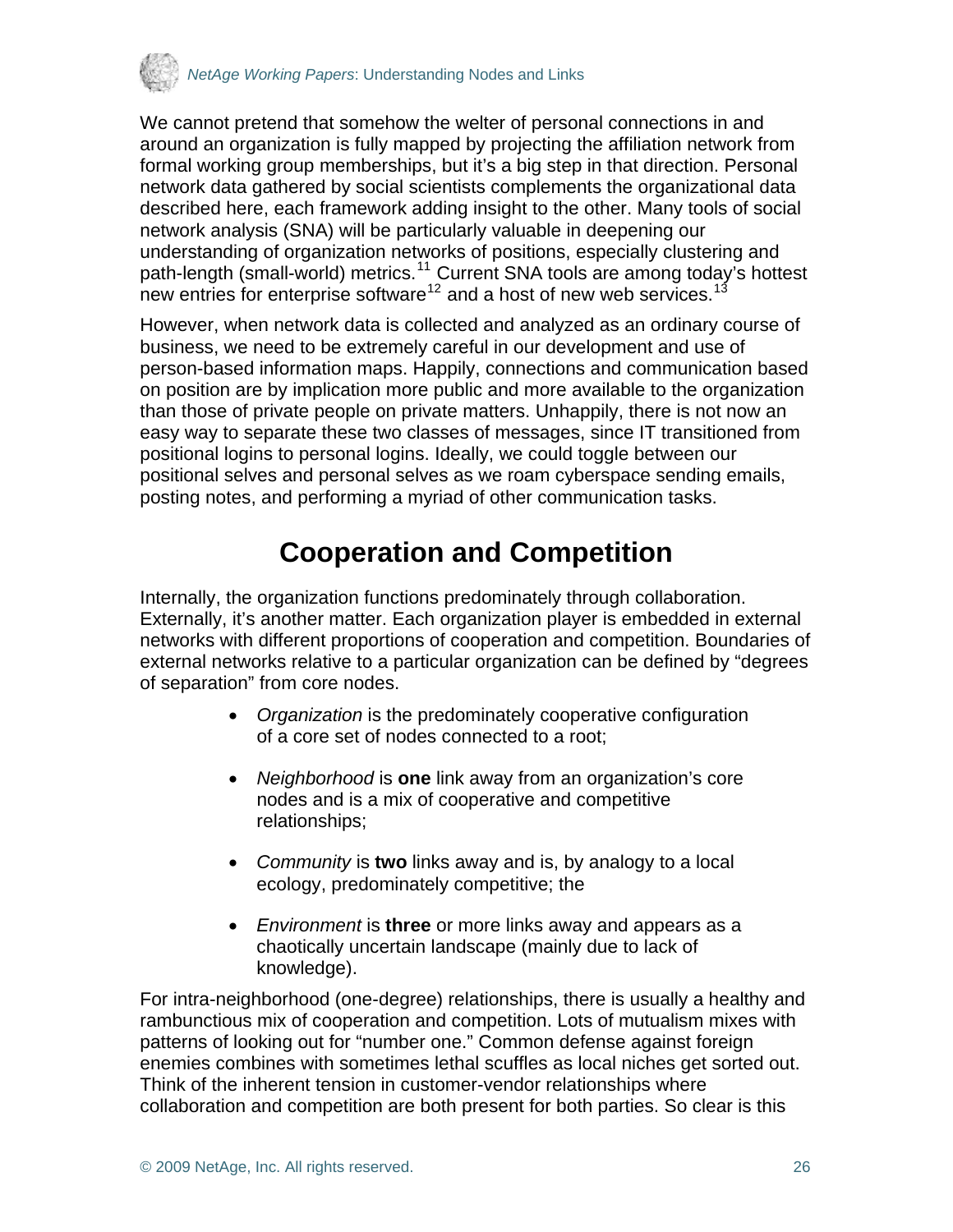We cannot pretend that somehow the welter of personal connections in and around an organization is fully mapped by projecting the affiliation network from formal working group memberships, but it's a big step in that direction. Personal network data gathered by social scientists complements the organizational data described here, each framework adding insight to the other. Many tools of social network analysis (SNA) will be particularly valuable in deepening our understanding of organization networks of positions, especially clustering and path-length (small-world) metrics.[11] Current SNA tools are among today's hottest new entries for enterprise software[12] and a host of new web services.[13]

However, when network data is collected and analyzed as an ordinary course of business, we need to be extremely careful in our development and use of person-based information maps. Happily, connections and communication based on position are by implication more public and more available to the organization than those of private people on private matters. Unhappily, there is not now an easy way to separate these two classes of messages, since IT transitioned from positional logins to personal logins. Ideally, we could toggle between our positional selves and personal selves as we roam cyberspace sending emails, posting notes, and performing a myriad of other communication tasks.

# Cooperation and Competition

Internally, the organization functions predominately through collaboration. Externally, it's another matter. Each organization player is embedded in external networks with different proportions of cooperation and competition. Boundaries of external networks relative to a particular organization can be defined by "degrees of separation" from core nodes.

- *Organization* is the predominately cooperative configuration of a core set of nodes connected to a root;
- *Neighborhood* is **one** link away from an organization's core nodes and is a mix of cooperative and competitive relationships;
- *Community* is **two** links away and is, by analogy to a local ecology, predominately competitive; the
- *Environment* is **three** or more links away and appears as a chaotically uncertain landscape (mainly due to lack of knowledge).

For intra-neighborhood (one-degree) relationships, there is usually a healthy and rambunctious mix of cooperation and competition. Lots of mutualism mixes with patterns of looking out for "number one." Common defense against foreign enemies combines with sometimes lethal scuffles as local niches get sorted out. Think of the inherent tension in customer-vendor relationships where collaboration and competition are both present for both parties. So clear is this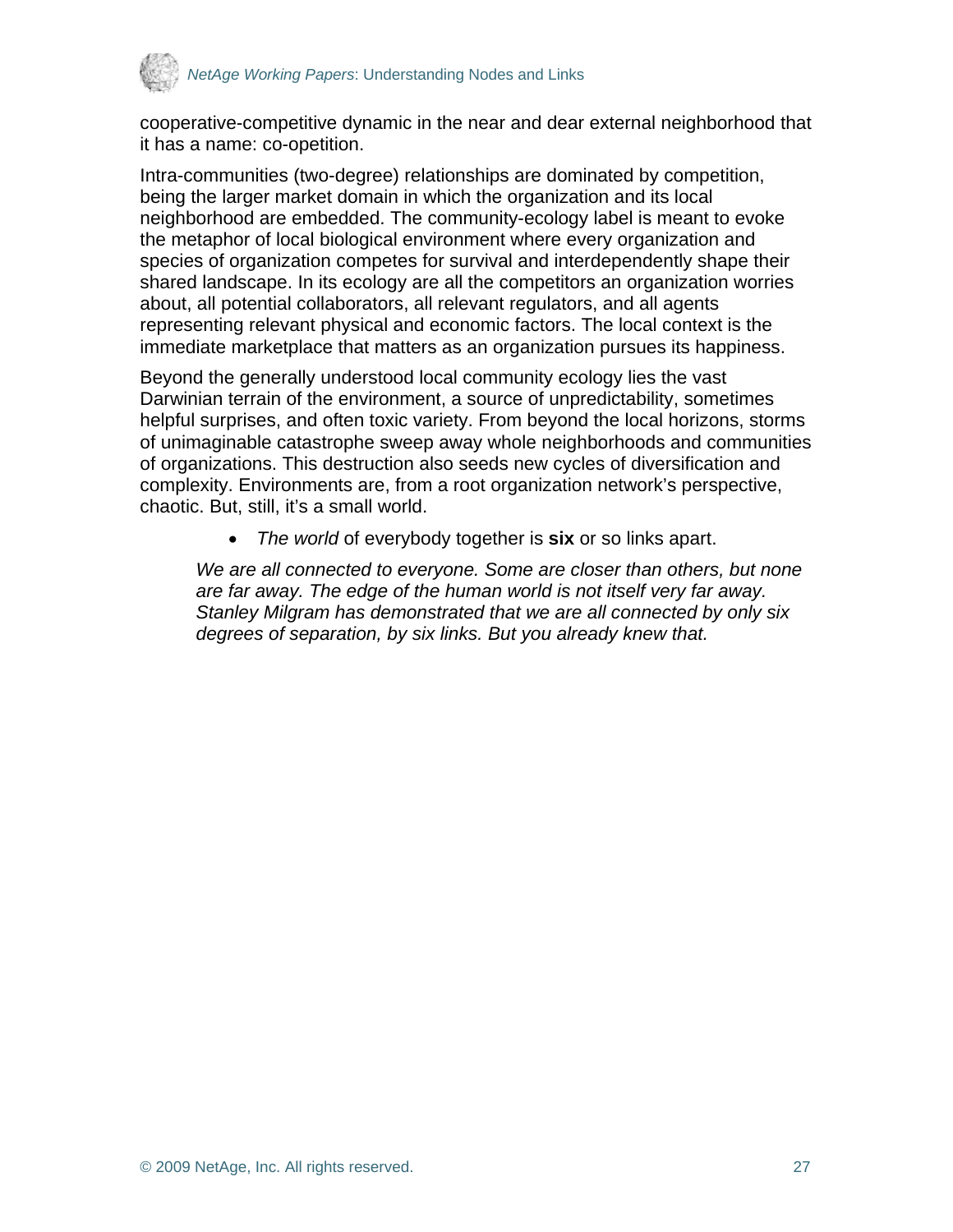cooperative-competitive dynamic in the near and dear external neighborhood that it has a name: co-opetition.

Intra-communities (two-degree) relationships are dominated by competition, being the larger market domain in which the organization and its local neighborhood are embedded. The community-ecology label is meant to evoke the metaphor of local biological environment where every organization and species of organization competes for survival and interdependently shape their shared landscape. In its ecology are all the competitors an organization worries about, all potential collaborators, all relevant regulators, and all agents representing relevant physical and economic factors. The local context is the immediate marketplace that matters as an organization pursues its happiness.

Beyond the generally understood local community ecology lies the vast Darwinian terrain of the environment, a source of unpredictability, sometimes helpful surprises, and often toxic variety. From beyond the local horizons, storms of unimaginable catastrophe sweep away whole neighborhoods and communities of organizations. This destruction also seeds new cycles of diversification and complexity. Environments are, from a root organization network's perspective, chaotic. But, still, it's a small world.

- *The world* of everybody together is **six** or so links apart.

*We are all connected to everyone. Some are closer than others, but none are far away. The edge of the human world is not itself very far away. Stanley Milgram has demonstrated that we are all connected by only six degrees of separation, by six links. But you already knew that.*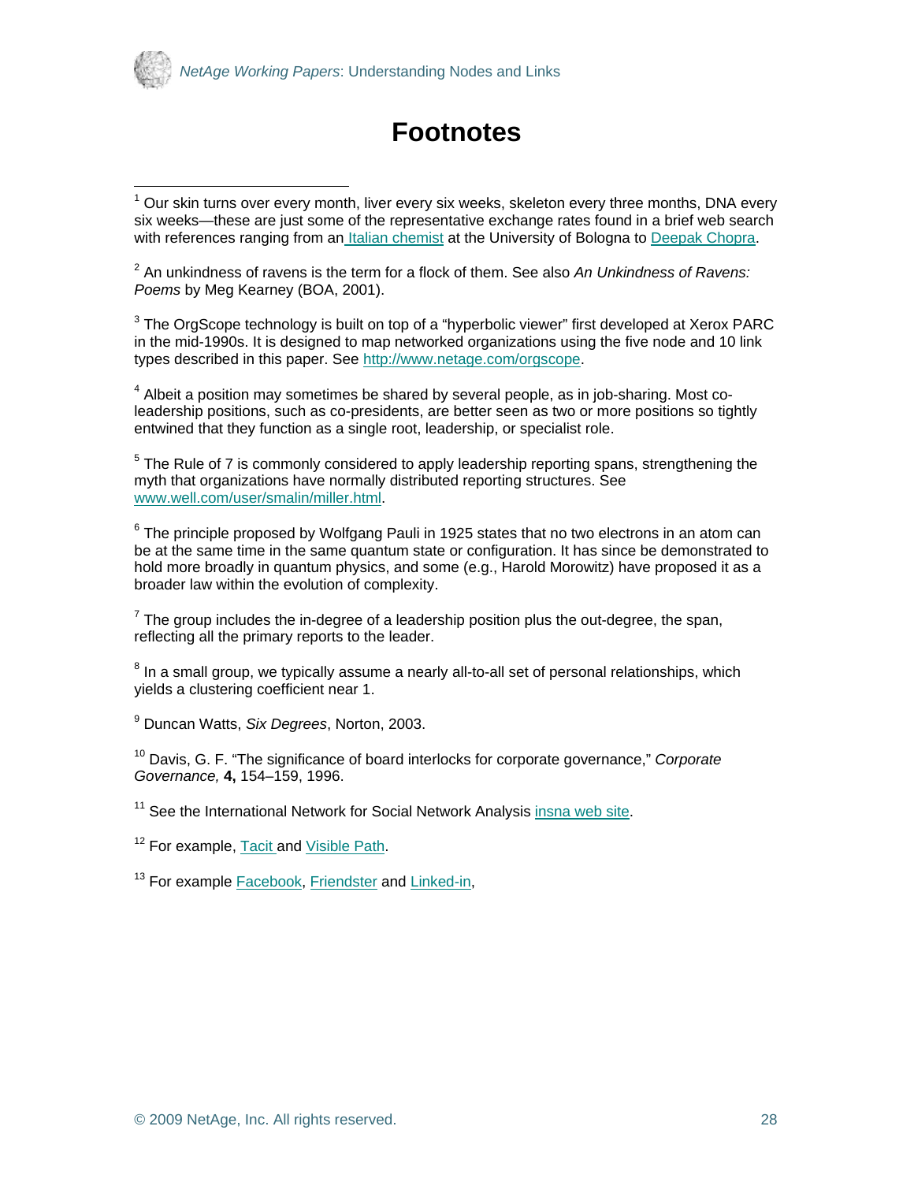# Footnotes

[1] Our skin turns over every month, liver every six weeks, skeleton every three months, DNA every six weeks—these are just some of the representative exchange rates found in a brief web search with references ranging from an Italian chemist at the University of Bologna to Deepak Chopra.

[2] An unkindness of ravens is the term for a flock of them. See also *An Unkindness of Ravens: Poems* by Meg Kearney (BOA, 2001).

[3] The OrgScope technology is built on top of a "hyperbolic viewer" first developed at Xerox PARC in the mid-1990s. It is designed to map networked organizations using the five node and 10 link types described in this paper. See http://www.netage.com/orgscope.

[4] Albeit a position may sometimes be shared by several people, as in job-sharing. Most co-leadership positions, such as co-presidents, are better seen as two or more positions so tightly entwined that they function as a single root, leadership, or specialist role.

[5] The Rule of 7 is commonly considered to apply leadership reporting spans, strengthening the myth that organizations have normally distributed reporting structures. See www.well.com/user/smalin/miller.html.

[6] The principle proposed by Wolfgang Pauli in 1925 states that no two electrons in an atom can be at the same time in the same quantum state or configuration. It has since be demonstrated to hold more broadly in quantum physics, and some (e.g., Harold Morowitz) have proposed it as a broader law within the evolution of complexity.

[7] The group includes the in-degree of a leadership position plus the out-degree, the span, reflecting all the primary reports to the leader.

[8] In a small group, we typically assume a nearly all-to-all set of personal relationships, which yields a clustering coefficient near 1.

[9] Duncan Watts, *Six Degrees*, Norton, 2003.

[10] Davis, G. F. "The significance of board interlocks for corporate governance," *Corporate Governance,* **4,** 154–159, 1996.

[11] See the International Network for Social Network Analysis insna web site.

[12] For example, Tacit and Visible Path.

[13] For example Facebook, Friendster and Linked-in,